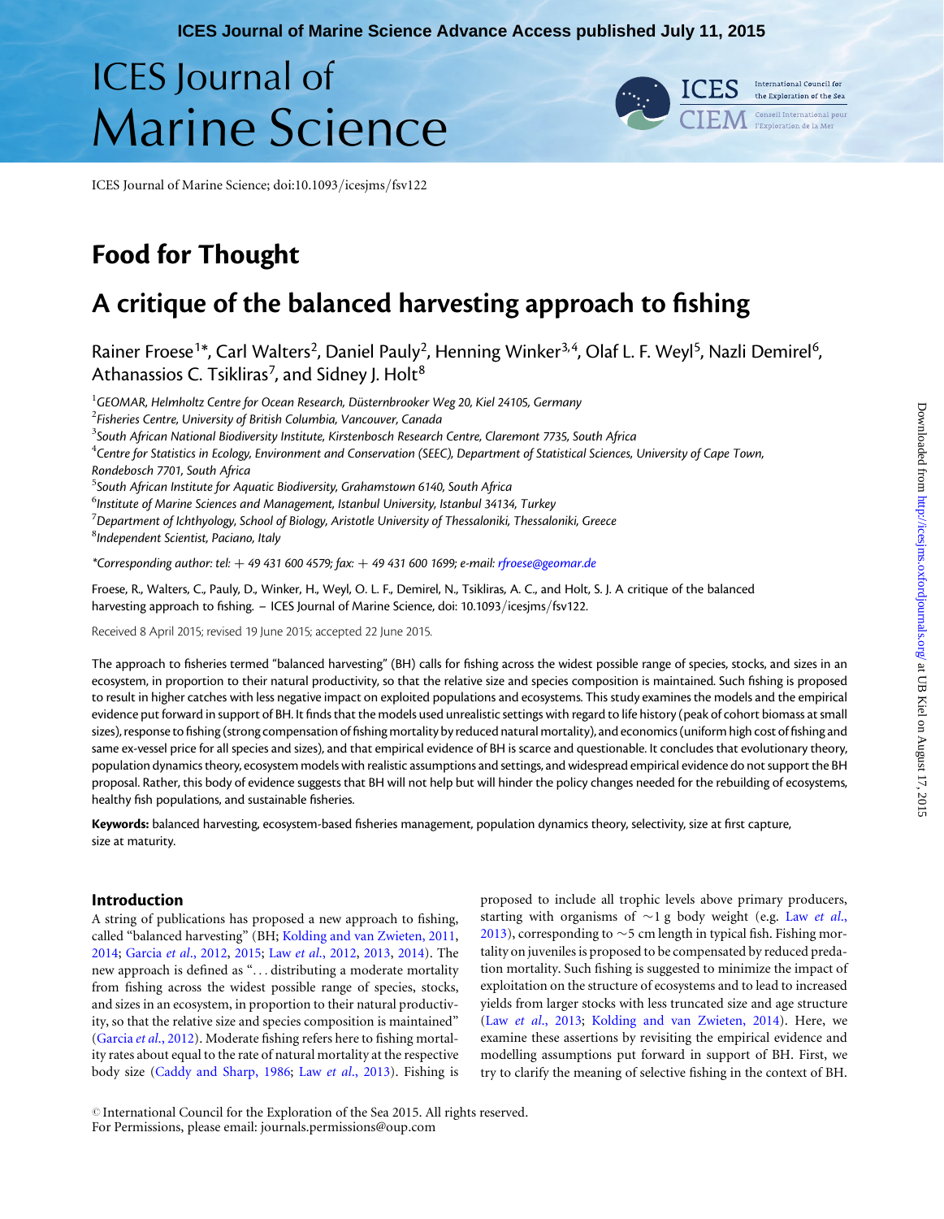ICES Journal of Marine Science Advance Access published July 11, 2015

ICES Journal of Marine Science; doi:10.1093/icesjms/fsv122

# Food for Thought

## A critique of the balanced harvesting approach to fishing

Rainer Froese[1]*, Carl Walters[2], Daniel Pauly[2], Henning Winker[3,4], Olaf L. F. Weyl[5], Nazli Demirel[6], Athanassios C. Tsikliras[7], and Sidney J. Holt[8]

[1]*GEOMAR, Helmholtz Centre for Ocean Research, Düsternbrooker Weg 20, Kiel 24105, Germany*
[2]*Fisheries Centre, University of British Columbia, Vancouver, Canada*
[3]*South African National Biodiversity Institute, Kirstenbosch Research Centre, Claremont 7735, South Africa*
[4]*Centre for Statistics in Ecology, Environment and Conservation (SEEC), Department of Statistical Sciences, University of Cape Town, Rondebosch 7701, South Africa*
[5]*South African Institute for Aquatic Biodiversity, Grahamstown 6140, South Africa*
[6]*Institute of Marine Sciences and Management, Istanbul University, Istanbul 34134, Turkey*
[7]*Department of Ichthyology, School of Biology, Aristotle University of Thessaloniki, Thessaloniki, Greece*
[8]*Independent Scientist, Paciano, Italy*

*\*Corresponding author: tel: + 49 431 600 4579; fax: + 49 431 600 1699; e-mail: rfroese@geomar.de*

Froese, R., Walters, C., Pauly, D., Winker, H., Weyl, O. L. F., Demirel, N., Tsikliras, A. C., and Holt, S. J. A critique of the balanced harvesting approach to fishing. – ICES Journal of Marine Science, doi: 10.1093/icesjms/fsv122.

Received 8 April 2015; revised 19 June 2015; accepted 22 June 2015.

The approach to fisheries termed "balanced harvesting" (BH) calls for fishing across the widest possible range of species, stocks, and sizes in an ecosystem, in proportion to their natural productivity, so that the relative size and species composition is maintained. Such fishing is proposed to result in higher catches with less negative impact on exploited populations and ecosystems. This study examines the models and the empirical evidence put forward in support of BH. It finds that the models used unrealistic settings with regard to life history (peak of cohort biomass at small sizes), response to fishing (strong compensation of fishing mortality by reduced natural mortality), and economics (uniform high cost of fishing and same ex-vessel price for all species and sizes), and that empirical evidence of BH is scarce and questionable. It concludes that evolutionary theory, population dynamics theory, ecosystem models with realistic assumptions and settings, and widespread empirical evidence do not support the BH proposal. Rather, this body of evidence suggests that BH will not help but will hinder the policy changes needed for the rebuilding of ecosystems, healthy fish populations, and sustainable fisheries.

**Keywords:** balanced harvesting, ecosystem-based fisheries management, population dynamics theory, selectivity, size at first capture, size at maturity.

## Introduction

A string of publications has proposed a new approach to fishing, called "balanced harvesting" (BH; Kolding and van Zwieten, 2011, 2014; Garcia *et al*., 2012, 2015; Law *et al*., 2012, 2013, 2014). The new approach is defined as "... distributing a moderate mortality from fishing across the widest possible range of species, stocks, and sizes in an ecosystem, in proportion to their natural productivity, so that the relative size and species composition is maintained" (Garcia *et al*., 2012). Moderate fishing refers here to fishing mortality rates about equal to the rate of natural mortality at the respective body size (Caddy and Sharp, 1986; Law *et al*., 2013). Fishing is proposed to include all trophic levels above primary producers, starting with organisms of ~1 g body weight (e.g. Law *et al*., 2013), corresponding to ~5 cm length in typical fish. Fishing mortality on juveniles is proposed to be compensated by reduced predation mortality. Such fishing is suggested to minimize the impact of exploitation on the structure of ecosystems and to lead to increased yields from larger stocks with less truncated size and age structure (Law *et al*., 2013; Kolding and van Zwieten, 2014). Here, we examine these assertions by revisiting the empirical evidence and modelling assumptions put forward in support of BH. First, we try to clarify the meaning of selective fishing in the context of BH.

© International Council for the Exploration of the Sea 2015. All rights reserved.
For Permissions, please email: journals.permissions@oup.com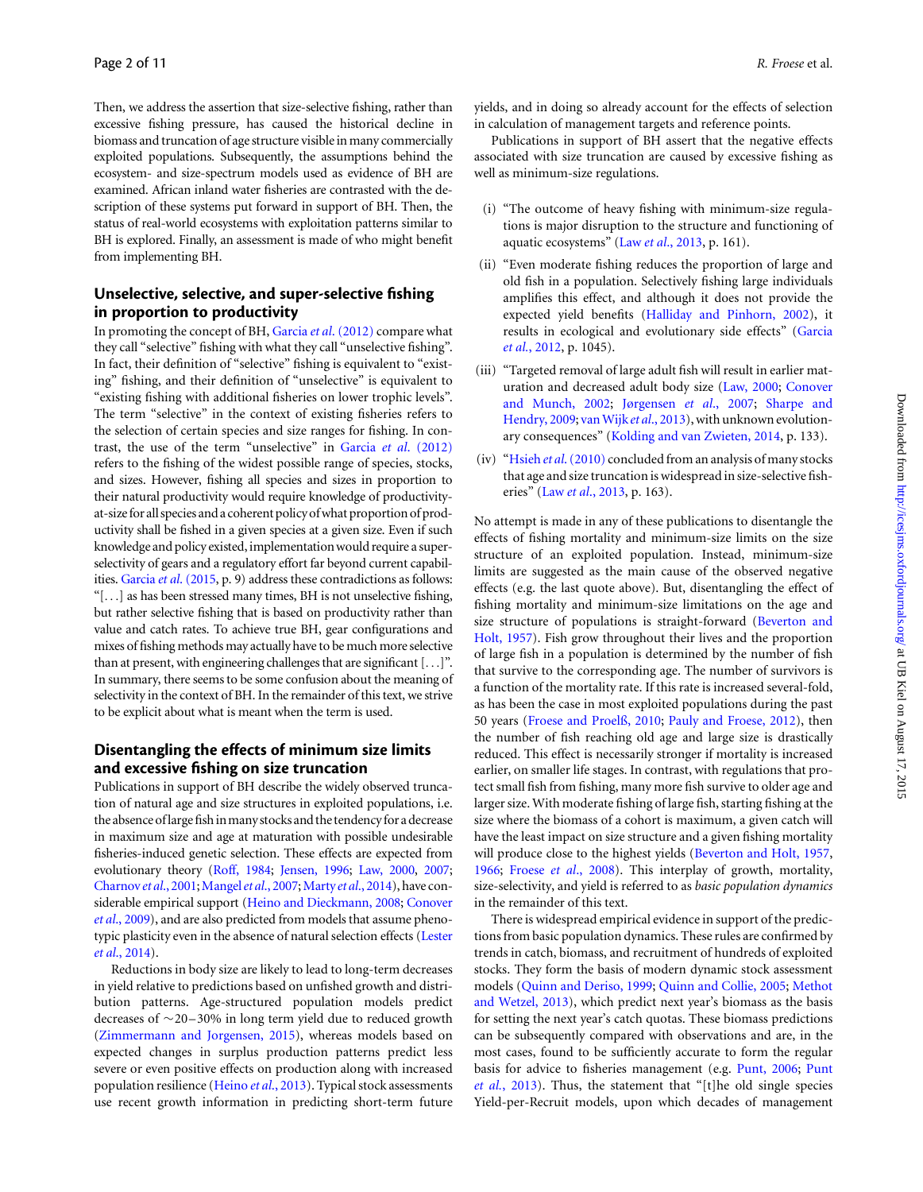Then, we address the assertion that size-selective fishing, rather than excessive fishing pressure, has caused the historical decline in biomass and truncation of age structure visible in many commercially exploited populations. Subsequently, the assumptions behind the ecosystem- and size-spectrum models used as evidence of BH are examined. African inland water fisheries are contrasted with the description of these systems put forward in support of BH. Then, the status of real-world ecosystems with exploitation patterns similar to BH is explored. Finally, an assessment is made of who might benefit from implementing BH.

## Unselective, selective, and super-selective fishing in proportion to productivity

In promoting the concept of BH, Garcia *et al.* (2012) compare what they call "selective" fishing with what they call "unselective fishing". In fact, their definition of "selective" fishing is equivalent to "existing" fishing, and their definition of "unselective" is equivalent to "existing fishing with additional fisheries on lower trophic levels". The term "selective" in the context of existing fisheries refers to the selection of certain species and size ranges for fishing. In contrast, the use of the term "unselective" in Garcia *et al.* (2012) refers to the fishing of the widest possible range of species, stocks, and sizes. However, fishing all species and sizes in proportion to their natural productivity would require knowledge of productivity-at-size for all species and a coherent policy of what proportion of productivity shall be fished in a given species at a given size. Even if such knowledge and policy existed, implementation would require a super-selectivity of gears and a regulatory effort far beyond current capabilities. Garcia *et al.* (2015, p. 9) address these contradictions as follows: "[...] as has been stressed many times, BH is not unselective fishing, but rather selective fishing that is based on productivity rather than value and catch rates. To achieve true BH, gear configurations and mixes of fishing methods may actually have to be much more selective than at present, with engineering challenges that are significant [...]". In summary, there seems to be some confusion about the meaning of selectivity in the context of BH. In the remainder of this text, we strive to be explicit about what is meant when the term is used.

## Disentangling the effects of minimum size limits and excessive fishing on size truncation

Publications in support of BH describe the widely observed truncation of natural age and size structures in exploited populations, i.e. the absence of large fish in many stocks and the tendency for a decrease in maximum size and age at maturation with possible undesirable fisheries-induced genetic selection. These effects are expected from evolutionary theory (Roff, 1984; Jensen, 1996; Law, 2000, 2007; Charnov *et al.*, 2001; Mangel *et al.*, 2007; Marty *et al.*, 2014), have considerable empirical support (Heino and Dieckmann, 2008; Conover *et al.*, 2009), and are also predicted from models that assume phenotypic plasticity even in the absence of natural selection effects (Lester *et al.*, 2014).

Reductions in body size are likely to lead to long-term decreases in yield relative to predictions based on unfished growth and distribution patterns. Age-structured population models predict decreases of ~20–30% in long term yield due to reduced growth (Zimmermann and Jorgensen, 2015), whereas models based on expected changes in surplus production patterns predict less severe or even positive effects on production along with increased population resilience (Heino *et al.*, 2013). Typical stock assessments use recent growth information in predicting short-term future yields, and in doing so already account for the effects of selection in calculation of management targets and reference points.

Publications in support of BH assert that the negative effects associated with size truncation are caused by excessive fishing as well as minimum-size regulations.

- (i) "The outcome of heavy fishing with minimum-size regulations is major disruption to the structure and functioning of aquatic ecosystems" (Law *et al.*, 2013, p. 161).
- (ii) "Even moderate fishing reduces the proportion of large and old fish in a population. Selectively fishing large individuals amplifies this effect, and although it does not provide the expected yield benefits (Halliday and Pinhorn, 2002), it results in ecological and evolutionary side effects" (Garcia *et al.*, 2012, p. 1045).
- (iii) "Targeted removal of large adult fish will result in earlier maturation and decreased adult body size (Law, 2000; Conover and Munch, 2002; Jørgensen *et al.*, 2007; Sharpe and Hendry, 2009; van Wijk *et al.*, 2013), with unknown evolutionary consequences" (Kolding and van Zwieten, 2014, p. 133).
- (iv) "Hsieh *et al.* (2010) concluded from an analysis of many stocks that age and size truncation is widespread in size-selective fisheries" (Law *et al.*, 2013, p. 163).

No attempt is made in any of these publications to disentangle the effects of fishing mortality and minimum-size limits on the size structure of an exploited population. Instead, minimum-size limits are suggested as the main cause of the observed negative effects (e.g. the last quote above). But, disentangling the effect of fishing mortality and minimum-size limitations on the age and size structure of populations is straight-forward (Beverton and Holt, 1957). Fish grow throughout their lives and the proportion of large fish in a population is determined by the number of fish that survive to the corresponding age. The number of survivors is a function of the mortality rate. If this rate is increased several-fold, as has been the case in most exploited populations during the past 50 years (Froese and Proelß, 2010; Pauly and Froese, 2012), then the number of fish reaching old age and large size is drastically reduced. This effect is necessarily stronger if mortality is increased earlier, on smaller life stages. In contrast, with regulations that protect small fish from fishing, many more fish survive to older age and larger size. With moderate fishing of large fish, starting fishing at the size where the biomass of a cohort is maximum, a given catch will have the least impact on size structure and a given fishing mortality will produce close to the highest yields (Beverton and Holt, 1957, 1966; Froese *et al.*, 2008). This interplay of growth, mortality, size-selectivity, and yield is referred to as *basic population dynamics* in the remainder of this text.

There is widespread empirical evidence in support of the predictions from basic population dynamics. These rules are confirmed by trends in catch, biomass, and recruitment of hundreds of exploited stocks. They form the basis of modern dynamic stock assessment models (Quinn and Deriso, 1999; Quinn and Collie, 2005; Methot and Wetzel, 2013), which predict next year's biomass as the basis for setting the next year's catch quotas. These biomass predictions can be subsequently compared with observations and are, in the most cases, found to be sufficiently accurate to form the regular basis for advice to fisheries management (e.g. Punt, 2006; Punt *et al.*, 2013). Thus, the statement that "[t]he old single species Yield-per-Recruit models, upon which decades of management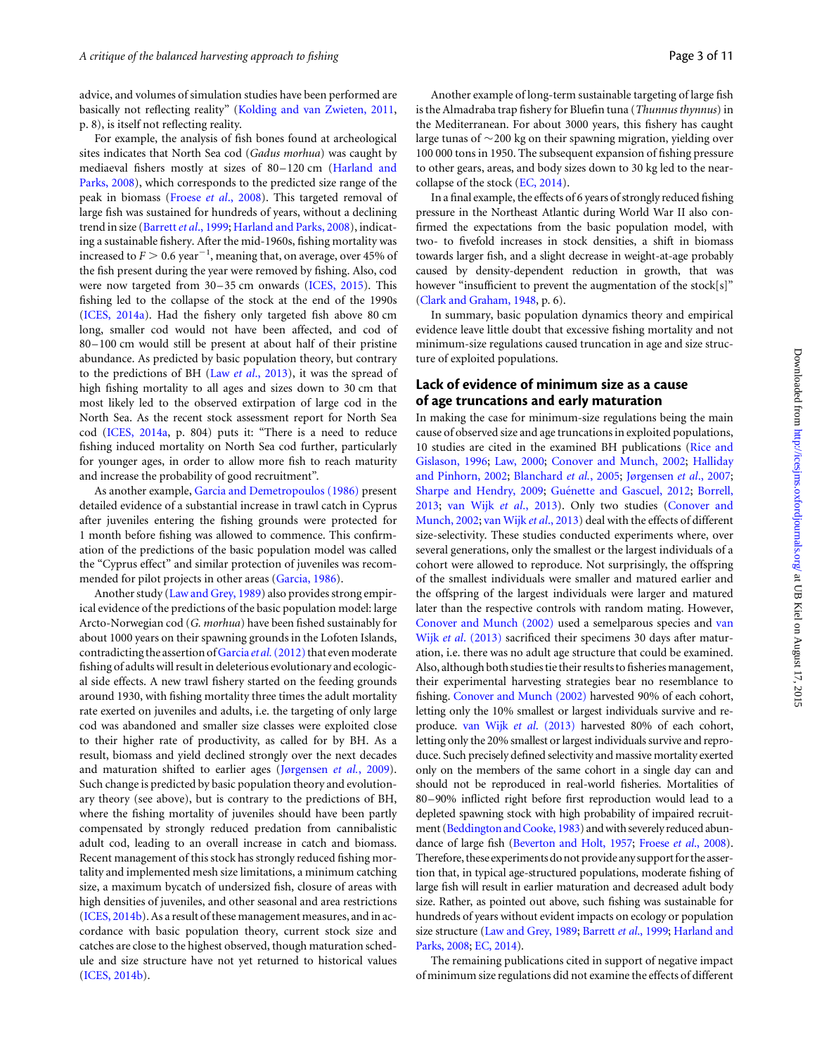advice, and volumes of simulation studies have been performed are basically not reflecting reality" (Kolding and van Zwieten, 2011, p. 8), is itself not reflecting reality.

For example, the analysis of fish bones found at archeological sites indicates that North Sea cod (*Gadus morhua*) was caught by mediaeval fishers mostly at sizes of 80–120 cm (Harland and Parks, 2008), which corresponds to the predicted size range of the peak in biomass (Froese *et al.*, 2008). This targeted removal of large fish was sustained for hundreds of years, without a declining trend in size (Barrett *et al.*, 1999; Harland and Parks, 2008), indicating a sustainable fishery. After the mid-1960s, fishing mortality was increased to $F > 0.6$ year$^{-1}$, meaning that, on average, over 45% of the fish present during the year were removed by fishing. Also, cod were now targeted from 30–35 cm onwards (ICES, 2015). This fishing led to the collapse of the stock at the end of the 1990s (ICES, 2014a). Had the fishery only targeted fish above 80 cm long, smaller cod would not have been affected, and cod of 80–100 cm would still be present at about half of their pristine abundance. As predicted by basic population theory, but contrary to the predictions of BH (Law *et al.*, 2013), it was the spread of high fishing mortality to all ages and sizes down to 30 cm that most likely led to the observed extirpation of large cod in the North Sea. As the recent stock assessment report for North Sea cod (ICES, 2014a, p. 804) puts it: "There is a need to reduce fishing induced mortality on North Sea cod further, particularly for younger ages, in order to allow more fish to reach maturity and increase the probability of good recruitment".

As another example, Garcia and Demetropoulos (1986) present detailed evidence of a substantial increase in trawl catch in Cyprus after juveniles entering the fishing grounds were protected for 1 month before fishing was allowed to commence. This confirmation of the predictions of the basic population model was called the "Cyprus effect" and similar protection of juveniles was recommended for pilot projects in other areas (Garcia, 1986).

Another study (Law and Grey, 1989) also provides strong empirical evidence of the predictions of the basic population model: large Arcto-Norwegian cod (*G. morhua*) have been fished sustainably for about 1000 years on their spawning grounds in the Lofoten Islands, contradicting the assertion of Garcia *et al.* (2012) that even moderate fishing of adults will result in deleterious evolutionary and ecological side effects. A new trawl fishery started on the feeding grounds around 1930, with fishing mortality three times the adult mortality rate exerted on juveniles and adults, i.e. the targeting of only large cod was abandoned and smaller size classes were exploited close to their higher rate of productivity, as called for by BH. As a result, biomass and yield declined strongly over the next decades and maturation shifted to earlier ages (Jørgensen *et al.*, 2009). Such change is predicted by basic population theory and evolutionary theory (see above), but is contrary to the predictions of BH, where the fishing mortality of juveniles should have been partly compensated by strongly reduced predation from cannibalistic adult cod, leading to an overall increase in catch and biomass. Recent management of this stock has strongly reduced fishing mortality and implemented mesh size limitations, a minimum catching size, a maximum bycatch of undersized fish, closure of areas with high densities of juveniles, and other seasonal and area restrictions (ICES, 2014b). As a result of these management measures, and in accordance with basic population theory, current stock size and catches are close to the highest observed, though maturation schedule and size structure have not yet returned to historical values (ICES, 2014b).

Another example of long-term sustainable targeting of large fish is the Almadraba trap fishery for Bluefin tuna (*Thunnus thynnus*) in the Mediterranean. For about 3000 years, this fishery has caught large tunas of ~200 kg on their spawning migration, yielding over 100 000 tons in 1950. The subsequent expansion of fishing pressure to other gears, areas, and body sizes down to 30 kg led to the near-collapse of the stock (EC, 2014).

In a final example, the effects of 6 years of strongly reduced fishing pressure in the Northeast Atlantic during World War II also confirmed the expectations from the basic population model, with two- to fivefold increases in stock densities, a shift in biomass towards larger fish, and a slight decrease in weight-at-age probably caused by density-dependent reduction in growth, that was however "insufficient to prevent the augmentation of the stock[s]" (Clark and Graham, 1948, p. 6).

In summary, basic population dynamics theory and empirical evidence leave little doubt that excessive fishing mortality and not minimum-size regulations caused truncation in age and size structure of exploited populations.

## Lack of evidence of minimum size as a cause of age truncations and early maturation

In making the case for minimum-size regulations being the main cause of observed size and age truncations in exploited populations, 10 studies are cited in the examined BH publications (Rice and Gislason, 1996; Law, 2000; Conover and Munch, 2002; Halliday and Pinhorn, 2002; Blanchard *et al.*, 2005; Jørgensen *et al.*, 2007; Sharpe and Hendry, 2009; Guénette and Gascuel, 2012; Borrell, 2013; van Wijk *et al.*, 2013). Only two studies (Conover and Munch, 2002; van Wijk *et al.*, 2013) deal with the effects of different size-selectivity. These studies conducted experiments where, over several generations, only the smallest or the largest individuals of a cohort were allowed to reproduce. Not surprisingly, the offspring of the smallest individuals were smaller and matured earlier and the offspring of the largest individuals were larger and matured later than the respective controls with random mating. However, Conover and Munch (2002) used a semelparous species and van Wijk *et al.* (2013) sacrificed their specimens 30 days after maturation, i.e. there was no adult age structure that could be examined. Also, although both studies tie their results to fisheries management, their experimental harvesting strategies bear no resemblance to fishing. Conover and Munch (2002) harvested 90% of each cohort, letting only the 10% smallest or largest individuals survive and reproduce. van Wijk *et al.* (2013) harvested 80% of each cohort, letting only the 20% smallest or largest individuals survive and reproduce. Such precisely defined selectivity and massive mortality exerted only on the members of the same cohort in a single day can and should not be reproduced in real-world fisheries. Mortalities of 80–90% inflicted right before first reproduction would lead to a depleted spawning stock with high probability of impaired recruitment (Beddington and Cooke, 1983) and with severely reduced abundance of large fish (Beverton and Holt, 1957; Froese *et al.*, 2008). Therefore, these experiments do not provide any support for the assertion that, in typical age-structured populations, moderate fishing of large fish will result in earlier maturation and decreased adult body size. Rather, as pointed out above, such fishing was sustainable for hundreds of years without evident impacts on ecology or population size structure (Law and Grey, 1989; Barrett *et al.*, 1999; Harland and Parks, 2008; EC, 2014).

The remaining publications cited in support of negative impact of minimum size regulations did not examine the effects of different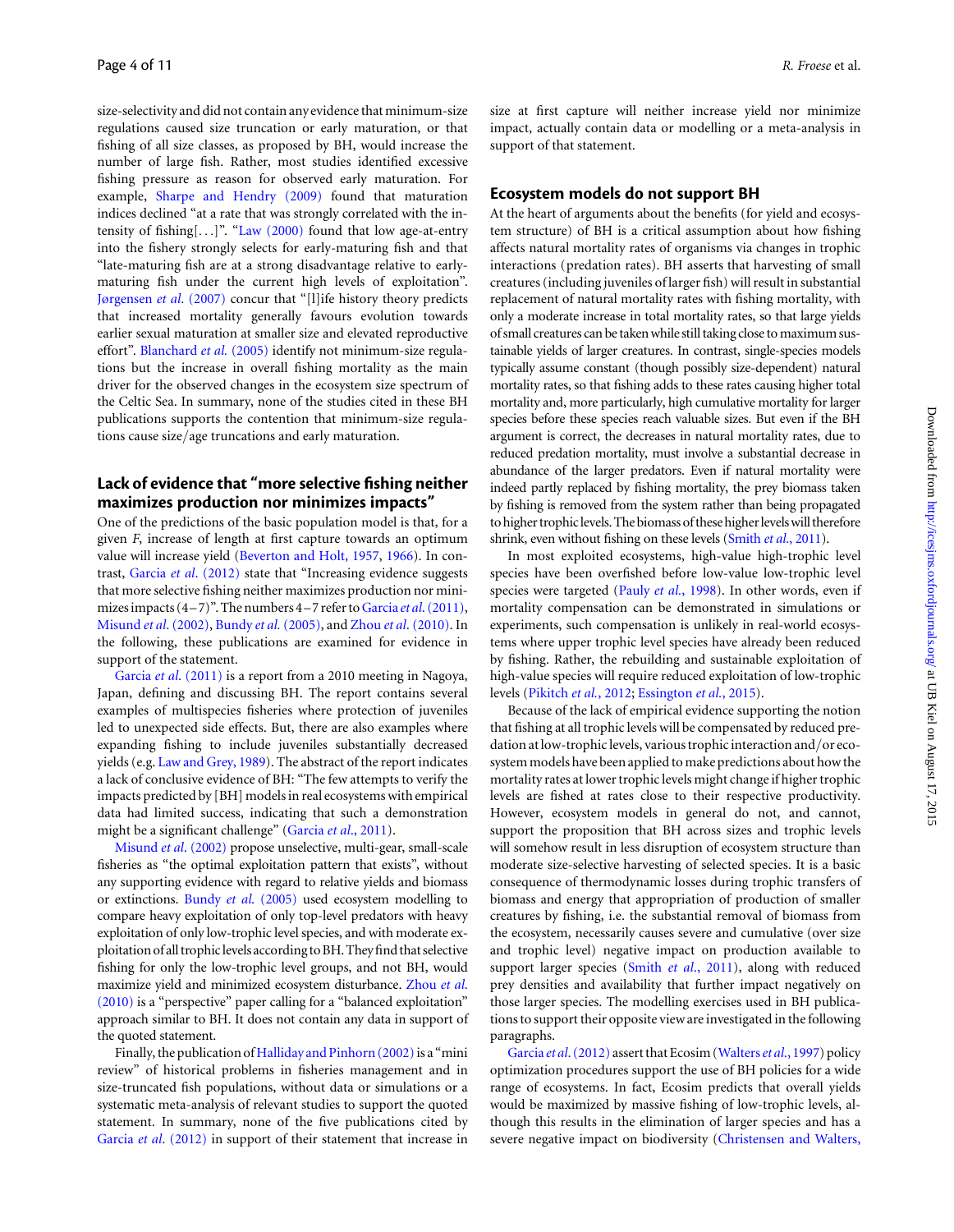size-selectivity and did not contain any evidence that minimum-size regulations caused size truncation or early maturation, or that fishing of all size classes, as proposed by BH, would increase the number of large fish. Rather, most studies identified excessive fishing pressure as reason for observed early maturation. For example, Sharpe and Hendry (2009) found that maturation indices declined "at a rate that was strongly correlated with the intensity of fishing[...]". "Law (2000) found that low age-at-entry into the fishery strongly selects for early-maturing fish and that "late-maturing fish are at a strong disadvantage relative to early-maturing fish under the current high levels of exploitation". Jørgensen *et al.* (2007) concur that "[l]ife history theory predicts that increased mortality generally favours evolution towards earlier sexual maturation at smaller size and elevated reproductive effort". Blanchard *et al.* (2005) identify not minimum-size regulations but the increase in overall fishing mortality as the main driver for the observed changes in the ecosystem size spectrum of the Celtic Sea. In summary, none of the studies cited in these BH publications supports the contention that minimum-size regulations cause size/age truncations and early maturation.

## Lack of evidence that "more selective fishing neither maximizes production nor minimizes impacts"

One of the predictions of the basic population model is that, for a given $F$, increase of length at first capture towards an optimum value will increase yield (Beverton and Holt, 1957, 1966). In contrast, Garcia *et al.* (2012) state that "Increasing evidence suggests that more selective fishing neither maximizes production nor minimizes impacts (4–7)". The numbers 4–7 refer to Garcia *et al.* (2011), Misund *et al.* (2002), Bundy *et al.* (2005), and Zhou *et al.* (2010). In the following, these publications are examined for evidence in support of the statement.

Garcia *et al.* (2011) is a report from a 2010 meeting in Nagoya, Japan, defining and discussing BH. The report contains several examples of multispecies fisheries where protection of juveniles led to unexpected side effects. But, there are also examples where expanding fishing to include juveniles substantially decreased yields (e.g. Law and Grey, 1989). The abstract of the report indicates a lack of conclusive evidence of BH: "The few attempts to verify the impacts predicted by [BH] models in real ecosystems with empirical data had limited success, indicating that such a demonstration might be a significant challenge" (Garcia *et al.*, 2011).

Misund *et al.* (2002) propose unselective, multi-gear, small-scale fisheries as "the optimal exploitation pattern that exists", without any supporting evidence with regard to relative yields and biomass or extinctions. Bundy *et al.* (2005) used ecosystem modelling to compare heavy exploitation of only top-level predators with heavy exploitation of only low-trophic level species, and with moderate exploitation of all trophic levels according to BH. They find that selective fishing for only the low-trophic level groups, and not BH, would maximize yield and minimized ecosystem disturbance. Zhou *et al.* (2010) is a "perspective" paper calling for a "balanced exploitation" approach similar to BH. It does not contain any data in support of the quoted statement.

Finally, the publication of Halliday and Pinhorn (2002) is a "mini review" of historical problems in fisheries management and in size-truncated fish populations, without data or simulations or a systematic meta-analysis of relevant studies to support the quoted statement. In summary, none of the five publications cited by Garcia *et al.* (2012) in support of their statement that increase in size at first capture will neither increase yield nor minimize impact, actually contain data or modelling or a meta-analysis in support of that statement.

## Ecosystem models do not support BH

At the heart of arguments about the benefits (for yield and ecosystem structure) of BH is a critical assumption about how fishing affects natural mortality rates of organisms via changes in trophic interactions (predation rates). BH asserts that harvesting of small creatures (including juveniles of larger fish) will result in substantial replacement of natural mortality rates with fishing mortality, with only a moderate increase in total mortality rates, so that large yields of small creatures can be taken while still taking close to maximum sustainable yields of larger creatures. In contrast, single-species models typically assume constant (though possibly size-dependent) natural mortality rates, so that fishing adds to these rates causing higher total mortality and, more particularly, high cumulative mortality for larger species before these species reach valuable sizes. But even if the BH argument is correct, the decreases in natural mortality rates, due to reduced predation mortality, must involve a substantial decrease in abundance of the larger predators. Even if natural mortality were indeed partly replaced by fishing mortality, the prey biomass taken by fishing is removed from the system rather than being propagated to higher trophic levels. The biomass of these higher levels will therefore shrink, even without fishing on these levels (Smith *et al.*, 2011).

In most exploited ecosystems, high-value high-trophic level species have been overfished before low-value low-trophic level species were targeted (Pauly *et al.*, 1998). In other words, even if mortality compensation can be demonstrated in simulations or experiments, such compensation is unlikely in real-world ecosystems where upper trophic level species have already been reduced by fishing. Rather, the rebuilding and sustainable exploitation of high-value species will require reduced exploitation of low-trophic levels (Pikitch *et al.*, 2012; Essington *et al.*, 2015).

Because of the lack of empirical evidence supporting the notion that fishing at all trophic levels will be compensated by reduced predation at low-trophic levels, various trophic interaction and/or ecosystem models have been applied to make predictions about how the mortality rates at lower trophic levels might change if higher trophic levels are fished at rates close to their respective productivity. However, ecosystem models in general do not, and cannot, support the proposition that BH across sizes and trophic levels will somehow result in less disruption of ecosystem structure than moderate size-selective harvesting of selected species. It is a basic consequence of thermodynamic losses during trophic transfers of biomass and energy that appropriation of production of smaller creatures by fishing, i.e. the substantial removal of biomass from the ecosystem, necessarily causes severe and cumulative (over size and trophic level) negative impact on production available to support larger species (Smith *et al.*, 2011), along with reduced prey densities and availability that further impact negatively on those larger species. The modelling exercises used in BH publications to support their opposite view are investigated in the following paragraphs.

Garcia *et al.* (2012) assert that Ecosim (Walters *et al.*, 1997) policy optimization procedures support the use of BH policies for a wide range of ecosystems. In fact, Ecosim predicts that overall yields would be maximized by massive fishing of low-trophic levels, although this results in the elimination of larger species and has a severe negative impact on biodiversity (Christensen and Walters,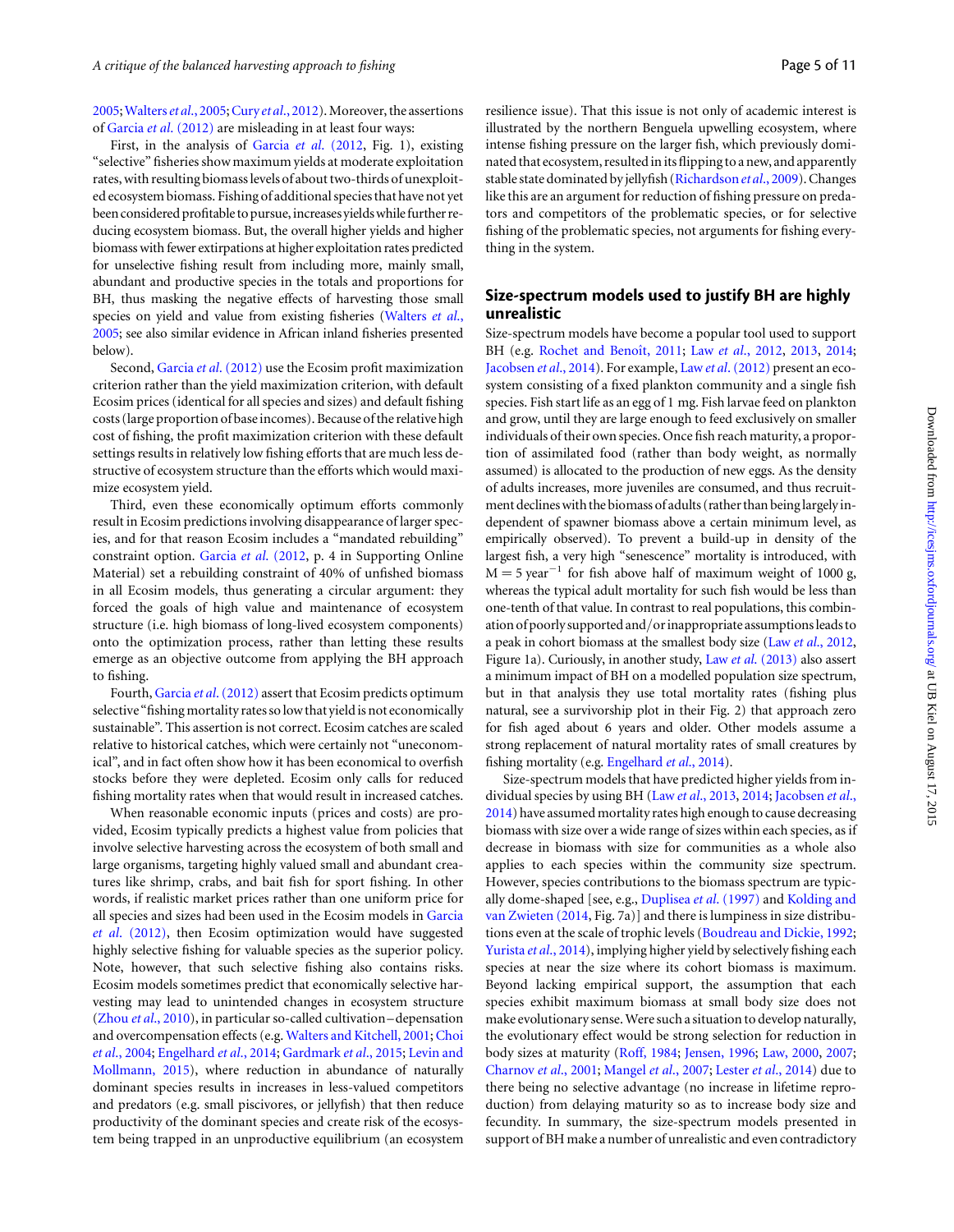2005; Walters *et al.*, 2005; Cury *et al.*, 2012). Moreover, the assertions of Garcia *et al.* (2012) are misleading in at least four ways:

First, in the analysis of Garcia *et al.* (2012, Fig. 1), existing "selective" fisheries show maximum yields at moderate exploitation rates, with resulting biomass levels of about two-thirds of unexploited ecosystem biomass. Fishing of additional species that have not yet been considered profitable to pursue, increases yields while further reducing ecosystem biomass. But, the overall higher yields and higher biomass with fewer extirpations at higher exploitation rates predicted for unselective fishing result from including more, mainly small, abundant and productive species in the totals and proportions for BH, thus masking the negative effects of harvesting those small species on yield and value from existing fisheries (Walters *et al.*, 2005; see also similar evidence in African inland fisheries presented below).

Second, Garcia *et al.* (2012) use the Ecosim profit maximization criterion rather than the yield maximization criterion, with default Ecosim prices (identical for all species and sizes) and default fishing costs (large proportion of base incomes). Because of the relative high cost of fishing, the profit maximization criterion with these default settings results in relatively low fishing efforts that are much less destructive of ecosystem structure than the efforts which would maximize ecosystem yield.

Third, even these economically optimum efforts commonly result in Ecosim predictions involving disappearance of larger species, and for that reason Ecosim includes a "mandated rebuilding" constraint option. Garcia *et al.* (2012, p. 4 in Supporting Online Material) set a rebuilding constraint of 40% of unfished biomass in all Ecosim models, thus generating a circular argument: they forced the goals of high value and maintenance of ecosystem structure (i.e. high biomass of long-lived ecosystem components) onto the optimization process, rather than letting these results emerge as an objective outcome from applying the BH approach to fishing.

Fourth, Garcia *et al.* (2012) assert that Ecosim predicts optimum selective "fishing mortality rates so low that yield is not economically sustainable". This assertion is not correct. Ecosim catches are scaled relative to historical catches, which were certainly not "uneconomical", and in fact often show how it has been economical to overfish stocks before they were depleted. Ecosim only calls for reduced fishing mortality rates when that would result in increased catches.

When reasonable economic inputs (prices and costs) are provided, Ecosim typically predicts a highest value from policies that involve selective harvesting across the ecosystem of both small and large organisms, targeting highly valued small and abundant creatures like shrimp, crabs, and bait fish for sport fishing. In other words, if realistic market prices rather than one uniform price for all species and sizes had been used in the Ecosim models in Garcia *et al.* (2012), then Ecosim optimization would have suggested highly selective fishing for valuable species as the superior policy. Note, however, that such selective fishing also contains risks. Ecosim models sometimes predict that economically selective harvesting may lead to unintended changes in ecosystem structure (Zhou *et al.*, 2010), in particular so-called cultivation–depensation and overcompensation effects (e.g. Walters and Kitchell, 2001; Choi *et al.*, 2004; Engelhard *et al.*, 2014; Gardmark *et al.*, 2015; Levin and Mollmann, 2015), where reduction in abundance of naturally dominant species results in increases in less-valued competitors and predators (e.g. small piscivores, or jellyfish) that then reduce productivity of the dominant species and create risk of the ecosystem being trapped in an unproductive equilibrium (an ecosystem resilience issue). That this issue is not only of academic interest is illustrated by the northern Benguela upwelling ecosystem, where intense fishing pressure on the larger fish, which previously dominated that ecosystem, resulted in its flipping to a new, and apparently stable state dominated by jellyfish (Richardson *et al.*, 2009). Changes like this are an argument for reduction of fishing pressure on predators and competitors of the problematic species, or for selective fishing of the problematic species, not arguments for fishing everything in the system.

## Size-spectrum models used to justify BH are highly unrealistic

Size-spectrum models have become a popular tool used to support BH (e.g. Rochet and Benoît, 2011; Law *et al.*, 2012, 2013, 2014; Jacobsen *et al.*, 2014). For example, Law *et al.* (2012) present an ecosystem consisting of a fixed plankton community and a single fish species. Fish start life as an egg of 1 mg. Fish larvae feed on plankton and grow, until they are large enough to feed exclusively on smaller individuals of their own species. Once fish reach maturity, a proportion of assimilated food (rather than body weight, as normally assumed) is allocated to the production of new eggs. As the density of adults increases, more juveniles are consumed, and thus recruitment declines with the biomass of adults (rather than being largely independent of spawner biomass above a certain minimum level, as empirically observed). To prevent a build-up in density of the largest fish, a very high "senescence" mortality is introduced, with $M = 5\ \text{year}^{-1}$ for fish above half of maximum weight of 1000 g, whereas the typical adult mortality for such fish would be less than one-tenth of that value. In contrast to real populations, this combination of poorly supported and/or inappropriate assumptions leads to a peak in cohort biomass at the smallest body size (Law *et al.*, 2012, Figure 1a). Curiously, in another study, Law *et al.* (2013) also assert a minimum impact of BH on a modelled population size spectrum, but in that analysis they use total mortality rates (fishing plus natural, see a survivorship plot in their Fig. 2) that approach zero for fish aged about 6 years and older. Other models assume a strong replacement of natural mortality rates of small creatures by fishing mortality (e.g. Engelhard *et al.*, 2014).

Size-spectrum models that have predicted higher yields from individual species by using BH (Law *et al.*, 2013, 2014; Jacobsen *et al.*, 2014) have assumed mortality rates high enough to cause decreasing biomass with size over a wide range of sizes within each species, as if decrease in biomass with size for communities as a whole also applies to each species within the community size spectrum. However, species contributions to the biomass spectrum are typically dome-shaped [see, e.g., Duplisea *et al.* (1997) and Kolding and van Zwieten (2014, Fig. 7a)] and there is lumpiness in size distributions even at the scale of trophic levels (Boudreau and Dickie, 1992; Yurista *et al.*, 2014), implying higher yield by selectively fishing each species at near the size where its cohort biomass is maximum. Beyond lacking empirical support, the assumption that each species exhibit maximum biomass at small body size does not make evolutionary sense. Were such a situation to develop naturally, the evolutionary effect would be strong selection for reduction in body sizes at maturity (Roff, 1984; Jensen, 1996; Law, 2000, 2007; Charnov *et al.*, 2001; Mangel *et al.*, 2007; Lester *et al.*, 2014) due to there being no selective advantage (no increase in lifetime reproduction) from delaying maturity so as to increase body size and fecundity. In summary, the size-spectrum models presented in support of BH make a number of unrealistic and even contradictory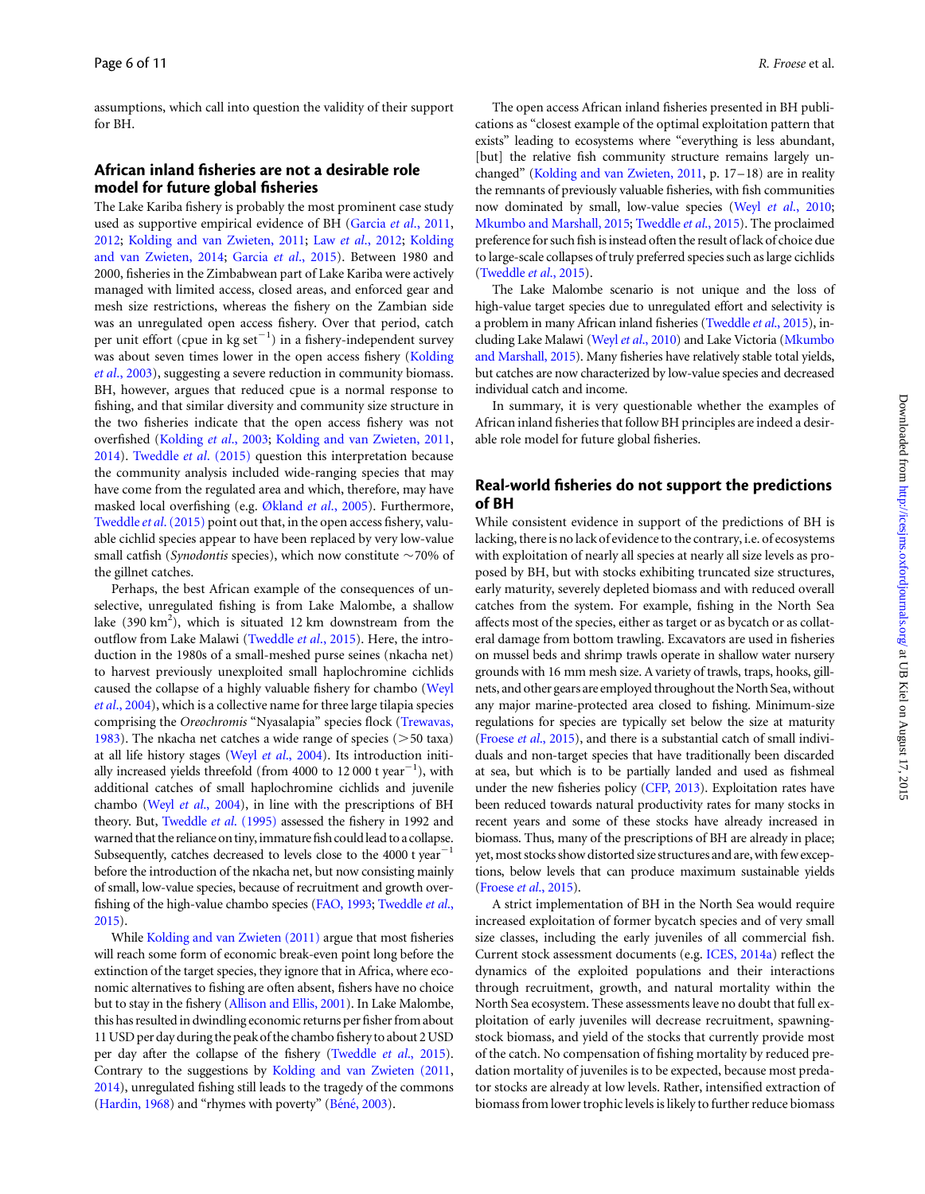assumptions, which call into question the validity of their support for BH.

## African inland fisheries are not a desirable role model for future global fisheries

The Lake Kariba fishery is probably the most prominent case study used as supportive empirical evidence of BH (Garcia *et al.*, 2011, 2012; Kolding and van Zwieten, 2011; Law *et al.*, 2012; Kolding and van Zwieten, 2014; Garcia *et al.*, 2015). Between 1980 and 2000, fisheries in the Zimbabwean part of Lake Kariba were actively managed with limited access, closed areas, and enforced gear and mesh size restrictions, whereas the fishery on the Zambian side was an unregulated open access fishery. Over that period, catch per unit effort (cpue in kg set$^{-1}$) in a fishery-independent survey was about seven times lower in the open access fishery (Kolding *et al.*, 2003), suggesting a severe reduction in community biomass. BH, however, argues that reduced cpue is a normal response to fishing, and that similar diversity and community size structure in the two fisheries indicate that the open access fishery was not overfished (Kolding *et al.*, 2003; Kolding and van Zwieten, 2011, 2014). Tweddle *et al.* (2015) question this interpretation because the community analysis included wide-ranging species that may have come from the regulated area and which, therefore, may have masked local overfishing (e.g. Økland *et al.*, 2005). Furthermore, Tweddle *et al.* (2015) point out that, in the open access fishery, valuable cichlid species appear to have been replaced by very low-value small catfish (*Synodontis* species), which now constitute ~70% of the gillnet catches.

Perhaps, the best African example of the consequences of unselective, unregulated fishing is from Lake Malombe, a shallow lake (390 km$^2$), which is situated 12 km downstream from the outflow from Lake Malawi (Tweddle *et al.*, 2015). Here, the introduction in the 1980s of a small-meshed purse seines (nkacha net) to harvest previously unexploited small haplochromine cichlids caused the collapse of a highly valuable fishery for chambo (Weyl *et al.*, 2004), which is a collective name for three large tilapia species comprising the *Oreochromis* "Nyasalapia" species flock (Trewavas, 1983). The nkacha net catches a wide range of species (>50 taxa) at all life history stages (Weyl *et al.*, 2004). Its introduction initially increased yields threefold (from 4000 to 12 000 t year$^{-1}$), with additional catches of small haplochromine cichlids and juvenile chambo (Weyl *et al.*, 2004), in line with the prescriptions of BH theory. But, Tweddle *et al.* (1995) assessed the fishery in 1992 and warned that the reliance on tiny, immature fish could lead to a collapse. Subsequently, catches decreased to levels close to the 4000 t year$^{-1}$ before the introduction of the nkacha net, but now consisting mainly of small, low-value species, because of recruitment and growth overfishing of the high-value chambo species (FAO, 1993; Tweddle *et al.*, 2015).

While Kolding and van Zwieten (2011) argue that most fisheries will reach some form of economic break-even point long before the extinction of the target species, they ignore that in Africa, where economic alternatives to fishing are often absent, fishers have no choice but to stay in the fishery (Allison and Ellis, 2001). In Lake Malombe, this has resulted in dwindling economic returns per fisher from about 11 USD per day during the peak of the chambo fishery to about 2 USD per day after the collapse of the fishery (Tweddle *et al.*, 2015). Contrary to the suggestions by Kolding and van Zwieten (2011, 2014), unregulated fishing still leads to the tragedy of the commons (Hardin, 1968) and "rhymes with poverty" (Béné, 2003).

The open access African inland fisheries presented in BH publications as "closest example of the optimal exploitation pattern that exists" leading to ecosystems where "everything is less abundant, [but] the relative fish community structure remains largely unchanged" (Kolding and van Zwieten, 2011, p. 17–18) are in reality the remnants of previously valuable fisheries, with fish communities now dominated by small, low-value species (Weyl *et al.*, 2010; Mkumbo and Marshall, 2015; Tweddle *et al.*, 2015). The proclaimed preference for such fish is instead often the result of lack of choice due to large-scale collapses of truly preferred species such as large cichlids (Tweddle *et al.*, 2015).

The Lake Malombe scenario is not unique and the loss of high-value target species due to unregulated effort and selectivity is a problem in many African inland fisheries (Tweddle *et al.*, 2015), including Lake Malawi (Weyl *et al.*, 2010) and Lake Victoria (Mkumbo and Marshall, 2015). Many fisheries have relatively stable total yields, but catches are now characterized by low-value species and decreased individual catch and income.

In summary, it is very questionable whether the examples of African inland fisheries that follow BH principles are indeed a desirable role model for future global fisheries.

## Real-world fisheries do not support the predictions of BH

While consistent evidence in support of the predictions of BH is lacking, there is no lack of evidence to the contrary, i.e. of ecosystems with exploitation of nearly all species at nearly all size levels as proposed by BH, but with stocks exhibiting truncated size structures, early maturity, severely depleted biomass and with reduced overall catches from the system. For example, fishing in the North Sea affects most of the species, either as target or as bycatch or as collateral damage from bottom trawling. Excavators are used in fisheries on mussel beds and shrimp trawls operate in shallow water nursery grounds with 16 mm mesh size. A variety of trawls, traps, hooks, gillnets, and other gears are employed throughout the North Sea, without any major marine-protected area closed to fishing. Minimum-size regulations for species are typically set below the size at maturity (Froese *et al.*, 2015), and there is a substantial catch of small individuals and non-target species that have traditionally been discarded at sea, but which is to be partially landed and used as fishmeal under the new fisheries policy (CFP, 2013). Exploitation rates have been reduced towards natural productivity rates for many stocks in recent years and some of these stocks have already increased in biomass. Thus, many of the prescriptions of BH are already in place; yet, most stocks show distorted size structures and are, with few exceptions, below levels that can produce maximum sustainable yields (Froese *et al.*, 2015).

A strict implementation of BH in the North Sea would require increased exploitation of former bycatch species and of very small size classes, including the early juveniles of all commercial fish. Current stock assessment documents (e.g. ICES, 2014a) reflect the dynamics of the exploited populations and their interactions through recruitment, growth, and natural mortality within the North Sea ecosystem. These assessments leave no doubt that full exploitation of early juveniles will decrease recruitment, spawning-stock biomass, and yield of the stocks that currently provide most of the catch. No compensation of fishing mortality by reduced predation mortality of juveniles is to be expected, because most predator stocks are already at low levels. Rather, intensified extraction of biomass from lower trophic levels is likely to further reduce biomass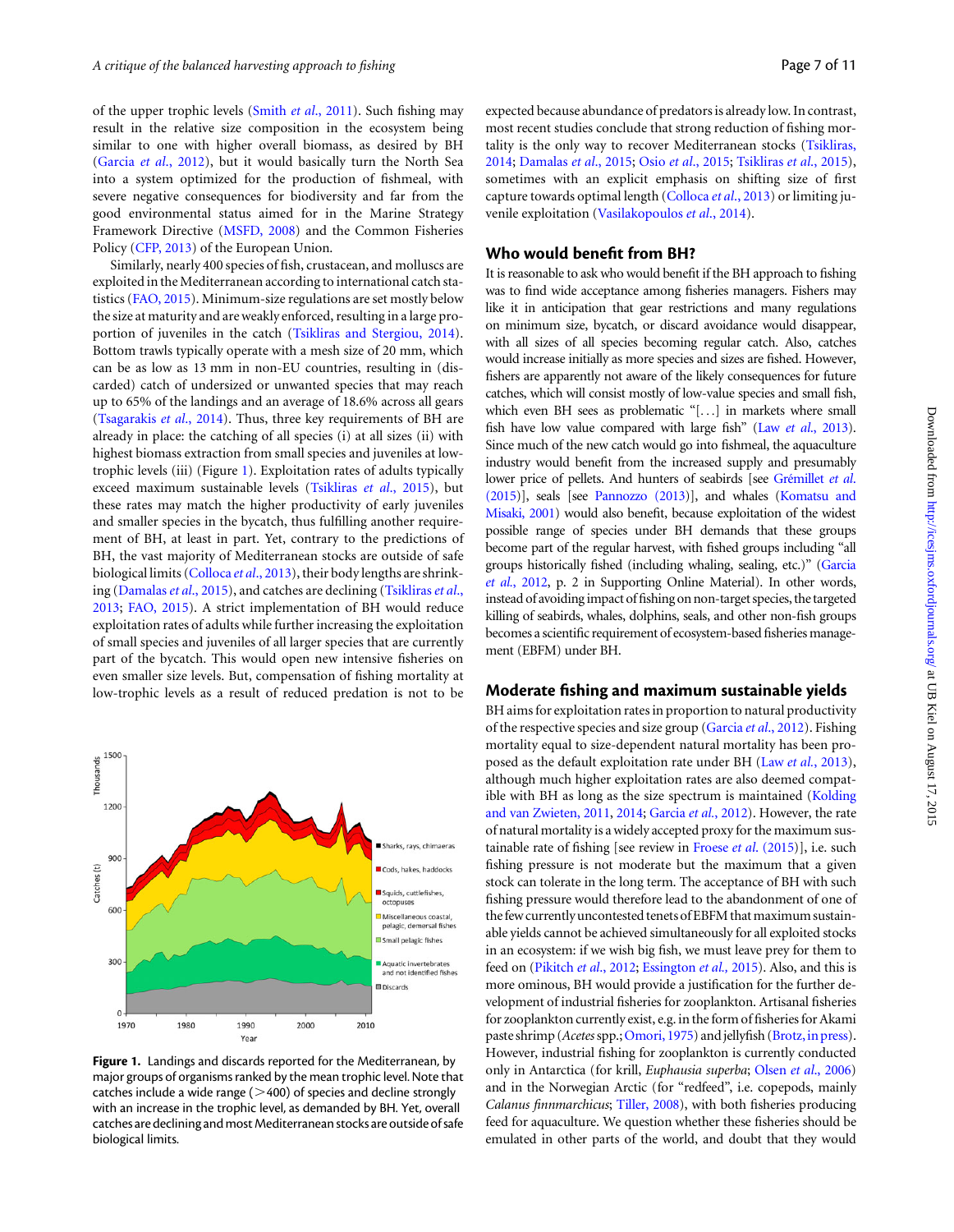of the upper trophic levels (Smith *et al.*, 2011). Such fishing may result in the relative size composition in the ecosystem being similar to one with higher overall biomass, as desired by BH (Garcia *et al.*, 2012), but it would basically turn the North Sea into a system optimized for the production of fishmeal, with severe negative consequences for biodiversity and far from the good environmental status aimed for in the Marine Strategy Framework Directive (MSFD, 2008) and the Common Fisheries Policy (CFP, 2013) of the European Union.

Similarly, nearly 400 species of fish, crustacean, and molluscs are exploited in the Mediterranean according to international catch statistics (FAO, 2015). Minimum-size regulations are set mostly below the size at maturity and are weakly enforced, resulting in a large proportion of juveniles in the catch (Tsikliras and Stergiou, 2014). Bottom trawls typically operate with a mesh size of 20 mm, which can be as low as 13 mm in non-EU countries, resulting in (discarded) catch of undersized or unwanted species that may reach up to 65% of the landings and an average of 18.6% across all gears (Tsagarakis *et al.*, 2014). Thus, three key requirements of BH are already in place: the catching of all species (i) at all sizes (ii) with highest biomass extraction from small species and juveniles at low-trophic levels (iii) (Figure 1). Exploitation rates of adults typically exceed maximum sustainable levels (Tsikliras *et al.*, 2015), but these rates may match the higher productivity of early juveniles and smaller species in the bycatch, thus fulfilling another requirement of BH, at least in part. Yet, contrary to the predictions of BH, the vast majority of Mediterranean stocks are outside of safe biological limits (Colloca *et al.*, 2013), their body lengths are shrinking (Damalas *et al.*, 2015), and catches are declining (Tsikliras *et al.*, 2013; FAO, 2015). A strict implementation of BH would reduce exploitation rates of adults while further increasing the exploitation of small species and juveniles of all larger species that are currently part of the bycatch. This would open new intensive fisheries on even smaller size levels. But, compensation of fishing mortality at low-trophic levels as a result of reduced predation is not to be expected because abundance of predators is already low. In contrast, most recent studies conclude that strong reduction of fishing mortality is the only way to recover Mediterranean stocks (Tsikliras, 2014; Damalas *et al.*, 2015; Osio *et al.*, 2015; Tsikliras *et al.*, 2015), sometimes with an explicit emphasis on shifting size of first capture towards optimal length (Colloca *et al.*, 2013) or limiting juvenile exploitation (Vasilakopoulos *et al.*, 2014).

Thousands
1500
1200
900
600
300
0
Catches (t)
1970
1980
1990
2000
2010
Year
Sharks, rays, chimaeras
Cods, hakes, haddocks
Squids, cuttlefishes, octopuses
Miscellaneous coastal, pelagic, demersal fishes
Small pelagic fishes
Aquatic invertebrates and not identified fishes
Discards

**Figure 1.** Landings and discards reported for the Mediterranean, by major groups of organisms ranked by the mean trophic level. Note that catches include a wide range (>400) of species and decline strongly with an increase in the trophic level, as demanded by BH. Yet, overall catches are declining and most Mediterranean stocks are outside of safe biological limits.

## Who would benefit from BH?

It is reasonable to ask who would benefit if the BH approach to fishing was to find wide acceptance among fisheries managers. Fishers may like it in anticipation that gear restrictions and many regulations on minimum size, bycatch, or discard avoidance would disappear, with all sizes of all species becoming regular catch. Also, catches would increase initially as more species and sizes are fished. However, fishers are apparently not aware of the likely consequences for future catches, which will consist mostly of low-value species and small fish, which even BH sees as problematic "[...] in markets where small fish have low value compared with large fish" (Law *et al.*, 2013). Since much of the new catch would go into fishmeal, the aquaculture industry would benefit from the increased supply and presumably lower price of pellets. And hunters of seabirds [see Grémillet *et al.* (2015)], seals [see Pannozzo (2013)], and whales (Komatsu and Misaki, 2001) would also benefit, because exploitation of the widest possible range of species under BH demands that these groups become part of the regular harvest, with fished groups including "all groups historically fished (including whaling, sealing, etc.)" (Garcia *et al.*, 2012, p. 2 in Supporting Online Material). In other words, instead of avoiding impact of fishing on non-target species, the targeted killing of seabirds, whales, dolphins, seals, and other non-fish groups becomes a scientific requirement of ecosystem-based fisheries management (EBFM) under BH.

## Moderate fishing and maximum sustainable yields

BH aims for exploitation rates in proportion to natural productivity of the respective species and size group (Garcia *et al.*, 2012). Fishing mortality equal to size-dependent natural mortality has been proposed as the default exploitation rate under BH (Law *et al.*, 2013), although much higher exploitation rates are also deemed compatible with BH as long as the size spectrum is maintained (Kolding and van Zwieten, 2011, 2014; Garcia *et al.*, 2012). However, the rate of natural mortality is a widely accepted proxy for the maximum sustainable rate of fishing [see review in Froese *et al.* (2015)], i.e. such fishing pressure is not moderate but the maximum that a given stock can tolerate in the long term. The acceptance of BH with such fishing pressure would therefore lead to the abandonment of one of the few currently uncontested tenets of EBFM that maximum sustainable yields cannot be achieved simultaneously for all exploited stocks in an ecosystem: if we wish big fish, we must leave prey for them to feed on (Pikitch *et al.*, 2012; Essington *et al.*, 2015). Also, and this is more ominous, BH would provide a justification for the further development of industrial fisheries for zooplankton. Artisanal fisheries for zooplankton currently exist, e.g. in the form of fisheries for Akami paste shrimp (*Acetes* spp.; Omori, 1975) and jellyfish (Brotz, in press). However, industrial fishing for zooplankton is currently conducted only in Antarctica (for krill, *Euphausia superba*; Olsen *et al.*, 2006) and in the Norwegian Arctic (for "redfeed", i.e. copepods, mainly *Calanus finmarchicus*; Tiller, 2008), with both fisheries producing feed for aquaculture. We question whether these fisheries should be emulated in other parts of the world, and doubt that they would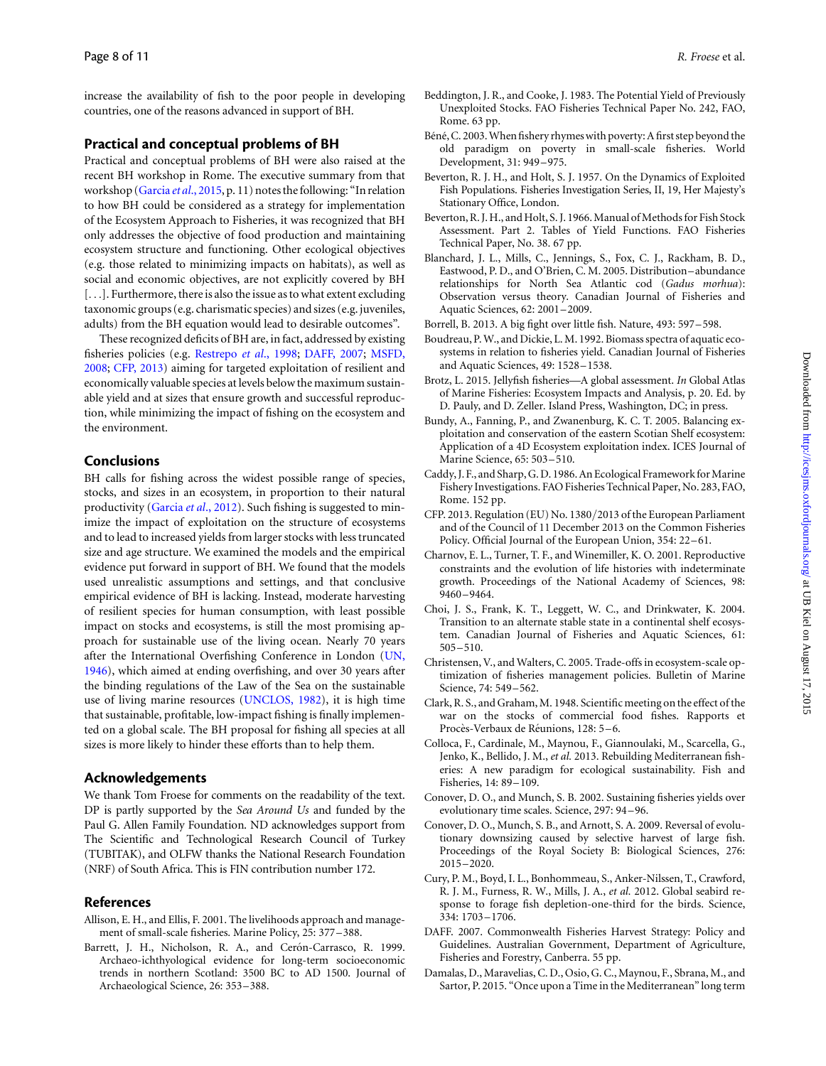increase the availability of fish to the poor people in developing countries, one of the reasons advanced in support of BH.

## Practical and conceptual problems of BH

Practical and conceptual problems of BH were also raised at the recent BH workshop in Rome. The executive summary from that workshop (Garcia *et al.*, 2015, p. 11) notes the following: "In relation to how BH could be considered as a strategy for implementation of the Ecosystem Approach to Fisheries, it was recognized that BH only addresses the objective of food production and maintaining ecosystem structure and functioning. Other ecological objectives (e.g. those related to minimizing impacts on habitats), as well as social and economic objectives, are not explicitly covered by BH [...]. Furthermore, there is also the issue as to what extent excluding taxonomic groups (e.g. charismatic species) and sizes (e.g. juveniles, adults) from the BH equation would lead to desirable outcomes".

These recognized deficits of BH are, in fact, addressed by existing fisheries policies (e.g. Restrepo *et al.*, 1998; DAFF, 2007; MSFD, 2008; CFP, 2013) aiming for targeted exploitation of resilient and economically valuable species at levels below the maximum sustainable yield and at sizes that ensure growth and successful reproduction, while minimizing the impact of fishing on the ecosystem and the environment.

## Conclusions

BH calls for fishing across the widest possible range of species, stocks, and sizes in an ecosystem, in proportion to their natural productivity (Garcia *et al.*, 2012). Such fishing is suggested to minimize the impact of exploitation on the structure of ecosystems and to lead to increased yields from larger stocks with less truncated size and age structure. We examined the models and the empirical evidence put forward in support of BH. We found that the models used unrealistic assumptions and settings, and that conclusive empirical evidence of BH is lacking. Instead, moderate harvesting of resilient species for human consumption, with least possible impact on stocks and ecosystems, is still the most promising approach for sustainable use of the living ocean. Nearly 70 years after the International Overfishing Conference in London (UN, 1946), which aimed at ending overfishing, and over 30 years after the binding regulations of the Law of the Sea on the sustainable use of living marine resources (UNCLOS, 1982), it is high time that sustainable, profitable, low-impact fishing is finally implemented on a global scale. The BH proposal for fishing all species at all sizes is more likely to hinder these efforts than to help them.

## Acknowledgements

We thank Tom Froese for comments on the readability of the text. DP is partly supported by the *Sea Around Us* and funded by the Paul G. Allen Family Foundation. ND acknowledges support from The Scientific and Technological Research Council of Turkey (TUBITAK), and OLFW thanks the National Research Foundation (NRF) of South Africa. This is FIN contribution number 172.

## References

Allison, E. H., and Ellis, F. 2001. The livelihoods approach and management of small-scale fisheries. Marine Policy, 25: 377–388.

Barrett, J. H., Nicholson, R. A., and Cerón-Carrasco, R. 1999. Archaeo-ichthyological evidence for long-term socioeconomic trends in northern Scotland: 3500 BC to AD 1500. Journal of Archaeological Science, 26: 353–388.

Beddington, J. R., and Cooke, J. 1983. The Potential Yield of Previously Unexploited Stocks. FAO Fisheries Technical Paper No. 242, FAO, Rome. 63 pp.

Béné, C. 2003. When fishery rhymes with poverty: A first step beyond the old paradigm on poverty in small-scale fisheries. World Development, 31: 949–975.

Beverton, R. J. H., and Holt, S. J. 1957. On the Dynamics of Exploited Fish Populations. Fisheries Investigation Series, II, 19, Her Majesty's Stationary Office, London.

Beverton, R. J. H., and Holt, S. J. 1966. Manual of Methods for Fish Stock Assessment. Part 2. Tables of Yield Functions. FAO Fisheries Technical Paper, No. 38. 67 pp.

Blanchard, J. L., Mills, C., Jennings, S., Fox, C. J., Rackham, B. D., Eastwood, P. D., and O'Brien, C. M. 2005. Distribution–abundance relationships for North Sea Atlantic cod (*Gadus morhua*): Observation versus theory. Canadian Journal of Fisheries and Aquatic Sciences, 62: 2001–2009.

Borrell, B. 2013. A big fight over little fish. Nature, 493: 597–598.

Boudreau, P. W., and Dickie, L. M. 1992. Biomass spectra of aquatic ecosystems in relation to fisheries yield. Canadian Journal of Fisheries and Aquatic Sciences, 49: 1528–1538.

Brotz, L. 2015. Jellyfish fisheries—A global assessment. *In* Global Atlas of Marine Fisheries: Ecosystem Impacts and Analysis, p. 20. Ed. by D. Pauly, and D. Zeller. Island Press, Washington, DC; in press.

Bundy, A., Fanning, P., and Zwanenburg, K. C. T. 2005. Balancing exploitation and conservation of the eastern Scotian Shelf ecosystem: Application of a 4D Ecosystem exploitation index. ICES Journal of Marine Science, 65: 503–510.

Caddy, J. F., and Sharp, G. D. 1986. An Ecological Framework for Marine Fishery Investigations. FAO Fisheries Technical Paper, No. 283, FAO, Rome. 152 pp.

CFP. 2013. Regulation (EU) No. 1380/2013 of the European Parliament and of the Council of 11 December 2013 on the Common Fisheries Policy. Official Journal of the European Union, 354: 22–61.

Charnov, E. L., Turner, T. F., and Winemiller, K. O. 2001. Reproductive constraints and the evolution of life histories with indeterminate growth. Proceedings of the National Academy of Sciences, 98: 9460–9464.

Choi, J. S., Frank, K. T., Leggett, W. C., and Drinkwater, K. 2004. Transition to an alternate stable state in a continental shelf ecosystem. Canadian Journal of Fisheries and Aquatic Sciences, 61: 505–510.

Christensen, V., and Walters, C. 2005. Trade-offs in ecosystem-scale optimization of fisheries management policies. Bulletin of Marine Science, 74: 549–562.

Clark, R. S., and Graham, M. 1948. Scientific meeting on the effect of the war on the stocks of commercial food fishes. Rapports et Procès-Verbaux de Réunions, 128: 5–6.

Colloca, F., Cardinale, M., Maynou, F., Giannoulaki, M., Scarcella, G., Jenko, K., Bellido, J. M., *et al.* 2013. Rebuilding Mediterranean fisheries: A new paradigm for ecological sustainability. Fish and Fisheries, 14: 89–109.

Conover, D. O., and Munch, S. B. 2002. Sustaining fisheries yields over evolutionary time scales. Science, 297: 94–96.

Conover, D. O., Munch, S. B., and Arnott, S. A. 2009. Reversal of evolutionary downsizing caused by selective harvest of large fish. Proceedings of the Royal Society B: Biological Sciences, 276: 2015–2020.

Cury, P. M., Boyd, I. L., Bonhommeau, S., Anker-Nilssen, T., Crawford, R. J. M., Furness, R. W., Mills, J. A., *et al.* 2012. Global seabird response to forage fish depletion-one-third for the birds. Science, 334: 1703–1706.

DAFF. 2007. Commonwealth Fisheries Harvest Strategy: Policy and Guidelines. Australian Government, Department of Agriculture, Fisheries and Forestry, Canberra. 55 pp.

Damalas, D., Maravelias, C. D., Osio, G. C., Maynou, F., Sbrana, M., and Sartor, P. 2015. "Once upon a Time in the Mediterranean" long term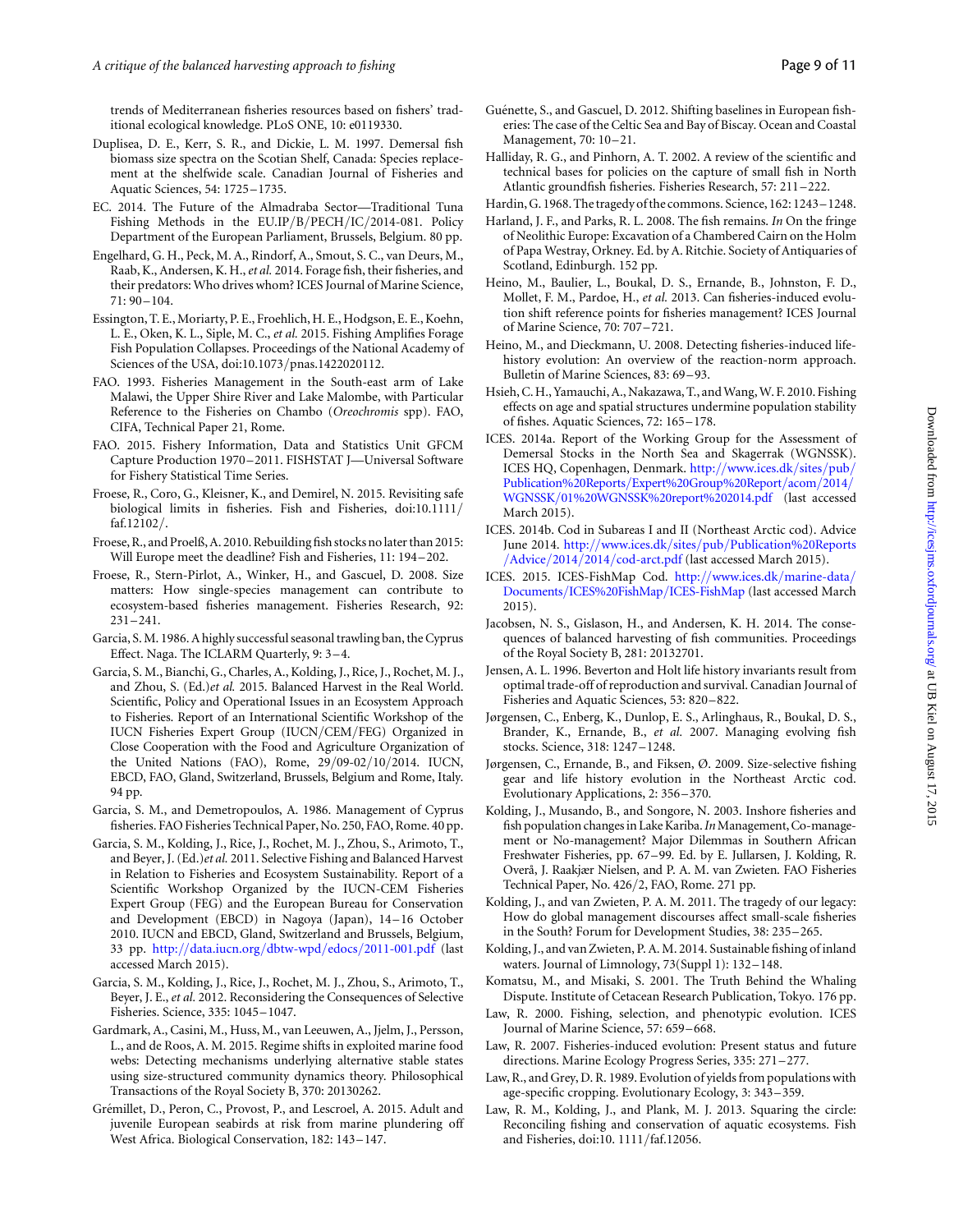trends of Mediterranean fisheries resources based on fishers' traditional ecological knowledge. PLoS ONE, 10: e0119330.

Duplisea, D. E., Kerr, S. R., and Dickie, L. M. 1997. Demersal fish biomass size spectra on the Scotian Shelf, Canada: Species replacement at the shelfwide scale. Canadian Journal of Fisheries and Aquatic Sciences, 54: 1725–1735.

EC. 2014. The Future of the Almadraba Sector—Traditional Tuna Fishing Methods in the EU.IP/B/PECH/IC/2014-081. Policy Department of the European Parliament, Brussels, Belgium. 80 pp.

Engelhard, G. H., Peck, M. A., Rindorf, A., Smout, S. C., van Deurs, M., Raab, K., Andersen, K. H., *et al.* 2014. Forage fish, their fisheries, and their predators: Who drives whom? ICES Journal of Marine Science, 71: 90–104.

Essington, T. E., Moriarty, P. E., Froehlich, H. E., Hodgson, E. E., Koehn, L. E., Oken, K. L., Siple, M. C., *et al.* 2015. Fishing Amplifies Forage Fish Population Collapses. Proceedings of the National Academy of Sciences of the USA, doi:10.1073/pnas.1422020112.

FAO. 1993. Fisheries Management in the South-east arm of Lake Malawi, the Upper Shire River and Lake Malombe, with Particular Reference to the Fisheries on Chambo (*Oreochromis* spp). FAO, CIFA, Technical Paper 21, Rome.

FAO. 2015. Fishery Information, Data and Statistics Unit GFCM Capture Production 1970–2011. FISHSTAT J—Universal Software for Fishery Statistical Time Series.

Froese, R., Coro, G., Kleisner, K., and Demirel, N. 2015. Revisiting safe biological limits in fisheries. Fish and Fisheries, doi:10.1111/faf.12102/.

Froese, R., and Proelß, A. 2010. Rebuilding fish stocks no later than 2015: Will Europe meet the deadline? Fish and Fisheries, 11: 194–202.

Froese, R., Stern-Pirlot, A., Winker, H., and Gascuel, D. 2008. Size matters: How single-species management can contribute to ecosystem-based fisheries management. Fisheries Research, 92: 231–241.

Garcia, S. M. 1986. A highly successful seasonal trawling ban, the Cyprus Effect. Naga. The ICLARM Quarterly, 9: 3–4.

Garcia, S. M., Bianchi, G., Charles, A., Kolding, J., Rice, J., Rochet, M. J., and Zhou, S. (Ed.)*et al.* 2015. Balanced Harvest in the Real World. Scientific, Policy and Operational Issues in an Ecosystem Approach to Fisheries. Report of an International Scientific Workshop of the IUCN Fisheries Expert Group (IUCN/CEM/FEG) Organized in Close Cooperation with the Food and Agriculture Organization of the United Nations (FAO), Rome, 29/09-02/10/2014. IUCN, EBCD, FAO, Gland, Switzerland, Brussels, Belgium and Rome, Italy. 94 pp.

Garcia, S. M., and Demetropoulos, A. 1986. Management of Cyprus fisheries. FAO Fisheries Technical Paper, No. 250, FAO, Rome. 40 pp.

Garcia, S. M., Kolding, J., Rice, J., Rochet, M. J., Zhou, S., Arimoto, T., and Beyer, J. (Ed.)*et al.* 2011. Selective Fishing and Balanced Harvest in Relation to Fisheries and Ecosystem Sustainability. Report of a Scientific Workshop Organized by the IUCN-CEM Fisheries Expert Group (FEG) and the European Bureau for Conservation and Development (EBCD) in Nagoya (Japan), 14–16 October 2010. IUCN and EBCD, Gland, Switzerland and Brussels, Belgium, 33 pp. http://data.iucn.org/dbtw-wpd/edocs/2011-001.pdf (last accessed March 2015).

Garcia, S. M., Kolding, J., Rice, J., Rochet, M. J., Zhou, S., Arimoto, T., Beyer, J. E., *et al.* 2012. Reconsidering the Consequences of Selective Fisheries. Science, 335: 1045–1047.

Gardmark, A., Casini, M., Huss, M., van Leeuwen, A., Jjelm, J., Persson, L., and de Roos, A. M. 2015. Regime shifts in exploited marine food webs: Detecting mechanisms underlying alternative stable states using size-structured community dynamics theory. Philosophical Transactions of the Royal Society B, 370: 20130262.

Grémillet, D., Peron, C., Provost, P., and Lescroel, A. 2015. Adult and juvenile European seabirds at risk from marine plundering off West Africa. Biological Conservation, 182: 143–147.

Guénette, S., and Gascuel, D. 2012. Shifting baselines in European fisheries: The case of the Celtic Sea and Bay of Biscay. Ocean and Coastal Management, 70: 10–21.

Halliday, R. G., and Pinhorn, A. T. 2002. A review of the scientific and technical bases for policies on the capture of small fish in North Atlantic groundfish fisheries. Fisheries Research, 57: 211–222.

Hardin, G. 1968. The tragedy of the commons. Science, 162: 1243–1248.

Harland, J. F., and Parks, R. L. 2008. The fish remains. *In* On the fringe of Neolithic Europe: Excavation of a Chambered Cairn on the Holm of Papa Westray, Orkney. Ed. by A. Ritchie. Society of Antiquaries of Scotland, Edinburgh. 152 pp.

Heino, M., Baulier, L., Boukal, D. S., Ernande, B., Johnston, F. D., Mollet, F. M., Pardoe, H., *et al.* 2013. Can fisheries-induced evolution shift reference points for fisheries management? ICES Journal of Marine Science, 70: 707–721.

Heino, M., and Dieckmann, U. 2008. Detecting fisheries-induced life-history evolution: An overview of the reaction-norm approach. Bulletin of Marine Sciences, 83: 69–93.

Hsieh, C. H., Yamauchi, A., Nakazawa, T., and Wang, W. F. 2010. Fishing effects on age and spatial structures undermine population stability of fishes. Aquatic Sciences, 72: 165–178.

ICES. 2014a. Report of the Working Group for the Assessment of Demersal Stocks in the North Sea and Skagerrak (WGNSSK). ICES HQ, Copenhagen, Denmark. http://www.ices.dk/sites/pub/Publication%20Reports/Expert%20Group%20Report/acom/2014/WGNSSK/01%20WGNSSK%20report%202014.pdf (last accessed March 2015).

ICES. 2014b. Cod in Subareas I and II (Northeast Arctic cod). Advice June 2014. http://www.ices.dk/sites/pub/Publication%20Reports/Advice/2014/2014/cod-arct.pdf (last accessed March 2015).

ICES. 2015. ICES-FishMap Cod. http://www.ices.dk/marine-data/Documents/ICES%20FishMap/ICES-FishMap (last accessed March 2015).

Jacobsen, N. S., Gislason, H., and Andersen, K. H. 2014. The consequences of balanced harvesting of fish communities. Proceedings of the Royal Society B, 281: 20132701.

Jensen, A. L. 1996. Beverton and Holt life history invariants result from optimal trade-off of reproduction and survival. Canadian Journal of Fisheries and Aquatic Sciences, 53: 820–822.

Jørgensen, C., Enberg, K., Dunlop, E. S., Arlinghaus, R., Boukal, D. S., Brander, K., Ernande, B., *et al.* 2007. Managing evolving fish stocks. Science, 318: 1247–1248.

Jørgensen, C., Ernande, B., and Fiksen, Ø. 2009. Size-selective fishing gear and life history evolution in the Northeast Arctic cod. Evolutionary Applications, 2: 356–370.

Kolding, J., Musando, B., and Songore, N. 2003. Inshore fisheries and fish population changes in Lake Kariba. *In* Management, Co-management or No-management? Major Dilemmas in Southern African Freshwater Fisheries, pp. 67–99. Ed. by E. Jullarsen, J. Kolding, R. Overå, J. Raakjær Nielsen, and P. A. M. van Zwieten. FAO Fisheries Technical Paper, No. 426/2, FAO, Rome. 271 pp.

Kolding, J., and van Zwieten, P. A. M. 2011. The tragedy of our legacy: How do global management discourses affect small-scale fisheries in the South? Forum for Development Studies, 38: 235–265.

Kolding, J., and van Zwieten, P. A. M. 2014. Sustainable fishing of inland waters. Journal of Limnology, 73(Suppl 1): 132–148.

Komatsu, M., and Misaki, S. 2001. The Truth Behind the Whaling Dispute. Institute of Cetacean Research Publication, Tokyo. 176 pp.

Law, R. 2000. Fishing, selection, and phenotypic evolution. ICES Journal of Marine Science, 57: 659–668.

Law, R. 2007. Fisheries-induced evolution: Present status and future directions. Marine Ecology Progress Series, 335: 271–277.

Law, R., and Grey, D. R. 1989. Evolution of yields from populations with age-specific cropping. Evolutionary Ecology, 3: 343–359.

Law, R. M., Kolding, J., and Plank, M. J. 2013. Squaring the circle: Reconciling fishing and conservation of aquatic ecosystems. Fish and Fisheries, doi:10. 1111/faf.12056.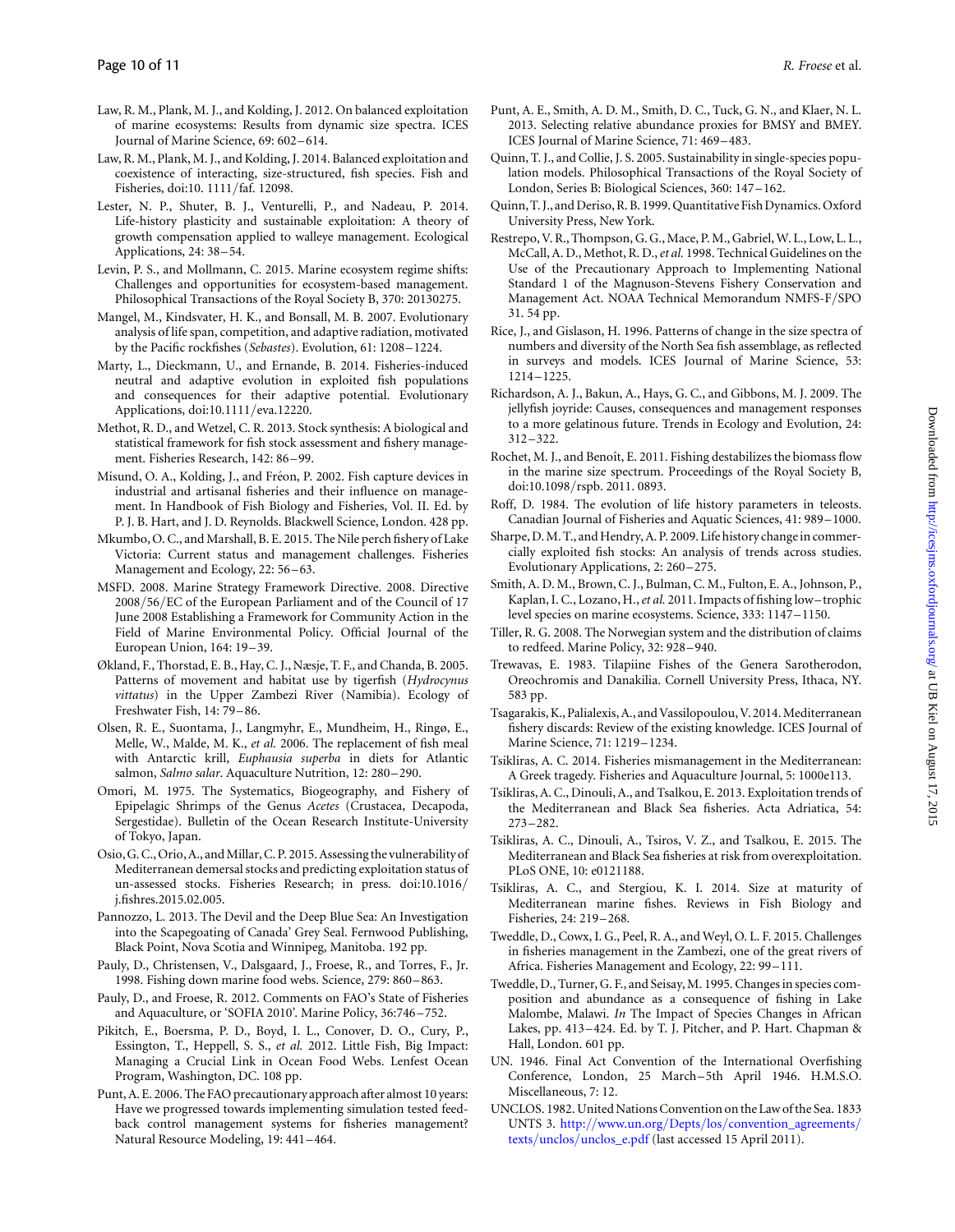Law, R. M., Plank, M. J., and Kolding, J. 2012. On balanced exploitation of marine ecosystems: Results from dynamic size spectra. ICES Journal of Marine Science, 69: 602–614.

Law, R. M., Plank, M. J., and Kolding, J. 2014. Balanced exploitation and coexistence of interacting, size-structured, fish species. Fish and Fisheries, doi:10. 1111/faf. 12098.

Lester, N. P., Shuter, B. J., Venturelli, P., and Nadeau, P. 2014. Life-history plasticity and sustainable exploitation: A theory of growth compensation applied to walleye management. Ecological Applications, 24: 38–54.

Levin, P. S., and Mollmann, C. 2015. Marine ecosystem regime shifts: Challenges and opportunities for ecosystem-based management. Philosophical Transactions of the Royal Society B, 370: 20130275.

Mangel, M., Kindsvater, H. K., and Bonsall, M. B. 2007. Evolutionary analysis of life span, competition, and adaptive radiation, motivated by the Pacific rockfishes (*Sebastes*). Evolution, 61: 1208–1224.

Marty, L., Dieckmann, U., and Ernande, B. 2014. Fisheries-induced neutral and adaptive evolution in exploited fish populations and consequences for their adaptive potential. Evolutionary Applications, doi:10.1111/eva.12220.

Methot, R. D., and Wetzel, C. R. 2013. Stock synthesis: A biological and statistical framework for fish stock assessment and fishery management. Fisheries Research, 142: 86–99.

Misund, O. A., Kolding, J., and Fréon, P. 2002. Fish capture devices in industrial and artisanal fisheries and their influence on management. In Handbook of Fish Biology and Fisheries, Vol. II. Ed. by P. J. B. Hart, and J. D. Reynolds. Blackwell Science, London. 428 pp.

Mkumbo, O. C., and Marshall, B. E. 2015. The Nile perch fishery of Lake Victoria: Current status and management challenges. Fisheries Management and Ecology, 22: 56–63.

MSFD. 2008. Marine Strategy Framework Directive. 2008. Directive 2008/56/EC of the European Parliament and of the Council of 17 June 2008 Establishing a Framework for Community Action in the Field of Marine Environmental Policy. Official Journal of the European Union, 164: 19–39.

Økland, F., Thorstad, E. B., Hay, C. J., Næsje, T. F., and Chanda, B. 2005. Patterns of movement and habitat use by tigerfish (*Hydrocynus vittatus*) in the Upper Zambezi River (Namibia). Ecology of Freshwater Fish, 14: 79–86.

Olsen, R. E., Suontama, J., Langmyhr, E., Mundheim, H., Ringø, E., Melle, W., Malde, M. K., *et al.* 2006. The replacement of fish meal with Antarctic krill, *Euphausia superba* in diets for Atlantic salmon, *Salmo salar*. Aquaculture Nutrition, 12: 280–290.

Omori, M. 1975. The Systematics, Biogeography, and Fishery of Epipelagic Shrimps of the Genus *Acetes* (Crustacea, Decapoda, Sergestidae). Bulletin of the Ocean Research Institute-University of Tokyo, Japan.

Osio, G. C., Orio, A., and Millar, C. P. 2015. Assessing the vulnerability of Mediterranean demersal stocks and predicting exploitation status of un-assessed stocks. Fisheries Research; in press. doi:10.1016/j.fishres.2015.02.005.

Pannozzo, L. 2013. The Devil and the Deep Blue Sea: An Investigation into the Scapegoating of Canada' Grey Seal. Fernwood Publishing, Black Point, Nova Scotia and Winnipeg, Manitoba. 192 pp.

Pauly, D., Christensen, V., Dalsgaard, J., Froese, R., and Torres, F., Jr. 1998. Fishing down marine food webs. Science, 279: 860–863.

Pauly, D., and Froese, R. 2012. Comments on FAO's State of Fisheries and Aquaculture, or 'SOFIA 2010'. Marine Policy, 36:746–752.

Pikitch, E., Boersma, P. D., Boyd, I. L., Conover, D. O., Cury, P., Essington, T., Heppell, S. S., *et al.* 2012. Little Fish, Big Impact: Managing a Crucial Link in Ocean Food Webs. Lenfest Ocean Program, Washington, DC. 108 pp.

Punt, A. E. 2006. The FAO precautionary approach after almost 10 years: Have we progressed towards implementing simulation tested feedback control management systems for fisheries management? Natural Resource Modeling, 19: 441–464.

Punt, A. E., Smith, A. D. M., Smith, D. C., Tuck, G. N., and Klaer, N. L. 2013. Selecting relative abundance proxies for BMSY and BMEY. ICES Journal of Marine Science, 71: 469–483.

Quinn, T. J., and Collie, J. S. 2005. Sustainability in single-species population models. Philosophical Transactions of the Royal Society of London, Series B: Biological Sciences, 360: 147–162.

Quinn, T. J., and Deriso, R. B. 1999. Quantitative Fish Dynamics. Oxford University Press, New York.

Restrepo, V. R., Thompson, G. G., Mace, P. M., Gabriel, W. L., Low, L. L., McCall, A. D., Methot, R. D., *et al.* 1998. Technical Guidelines on the Use of the Precautionary Approach to Implementing National Standard 1 of the Magnuson-Stevens Fishery Conservation and Management Act. NOAA Technical Memorandum NMFS-F/SPO 31. 54 pp.

Rice, J., and Gislason, H. 1996. Patterns of change in the size spectra of numbers and diversity of the North Sea fish assemblage, as reflected in surveys and models. ICES Journal of Marine Science, 53: 1214–1225.

Richardson, A. J., Bakun, A., Hays, G. C., and Gibbons, M. J. 2009. The jellyfish joyride: Causes, consequences and management responses to a more gelatinous future. Trends in Ecology and Evolution, 24: 312–322.

Rochet, M. J., and Benoît, E. 2011. Fishing destabilizes the biomass flow in the marine size spectrum. Proceedings of the Royal Society B, doi:10.1098/rspb. 2011. 0893.

Roff, D. 1984. The evolution of life history parameters in teleosts. Canadian Journal of Fisheries and Aquatic Sciences, 41: 989–1000.

Sharpe, D. M. T., and Hendry, A. P. 2009. Life history change in commercially exploited fish stocks: An analysis of trends across studies. Evolutionary Applications, 2: 260–275.

Smith, A. D. M., Brown, C. J., Bulman, C. M., Fulton, E. A., Johnson, P., Kaplan, I. C., Lozano, H., *et al.* 2011. Impacts of fishing low–trophic level species on marine ecosystems. Science, 333: 1147–1150.

Tiller, R. G. 2008. The Norwegian system and the distribution of claims to redfeed. Marine Policy, 32: 928–940.

Trewavas, E. 1983. Tilapiine Fishes of the Genera Sarotherodon, Oreochromis and Danakilia. Cornell University Press, Ithaca, NY. 583 pp.

Tsagarakis, K., Palialexis, A., and Vassilopoulou, V. 2014. Mediterranean fishery discards: Review of the existing knowledge. ICES Journal of Marine Science, 71: 1219–1234.

Tsikliras, A. C. 2014. Fisheries mismanagement in the Mediterranean: A Greek tragedy. Fisheries and Aquaculture Journal, 5: 1000e113.

Tsikliras, A. C., Dinouli, A., and Tsalkou, E. 2013. Exploitation trends of the Mediterranean and Black Sea fisheries. Acta Adriatica, 54: 273–282.

Tsikliras, A. C., Dinouli, A., Tsiros, V. Z., and Tsalkou, E. 2015. The Mediterranean and Black Sea fisheries at risk from overexploitation. PLoS ONE, 10: e0121188.

Tsikliras, A. C., and Stergiou, K. I. 2014. Size at maturity of Mediterranean marine fishes. Reviews in Fish Biology and Fisheries, 24: 219–268.

Tweddle, D., Cowx, I. G., Peel, R. A., and Weyl, O. L. F. 2015. Challenges in fisheries management in the Zambezi, one of the great rivers of Africa. Fisheries Management and Ecology, 22: 99–111.

Tweddle, D., Turner, G. F., and Seisay, M. 1995. Changes in species composition and abundance as a consequence of fishing in Lake Malombe, Malawi. *In* The Impact of Species Changes in African Lakes, pp. 413–424. Ed. by T. J. Pitcher, and P. Hart. Chapman & Hall, London. 601 pp.

UN. 1946. Final Act Convention of the International Overfishing Conference, London, 25 March–5th April 1946. H.M.S.O. Miscellaneous, 7: 12.

UNCLOS. 1982. United Nations Convention on the Law of the Sea. 1833 UNTS 3. http://www.un.org/Depts/los/convention_agreements/texts/unclos/unclos_e.pdf (last accessed 15 April 2011).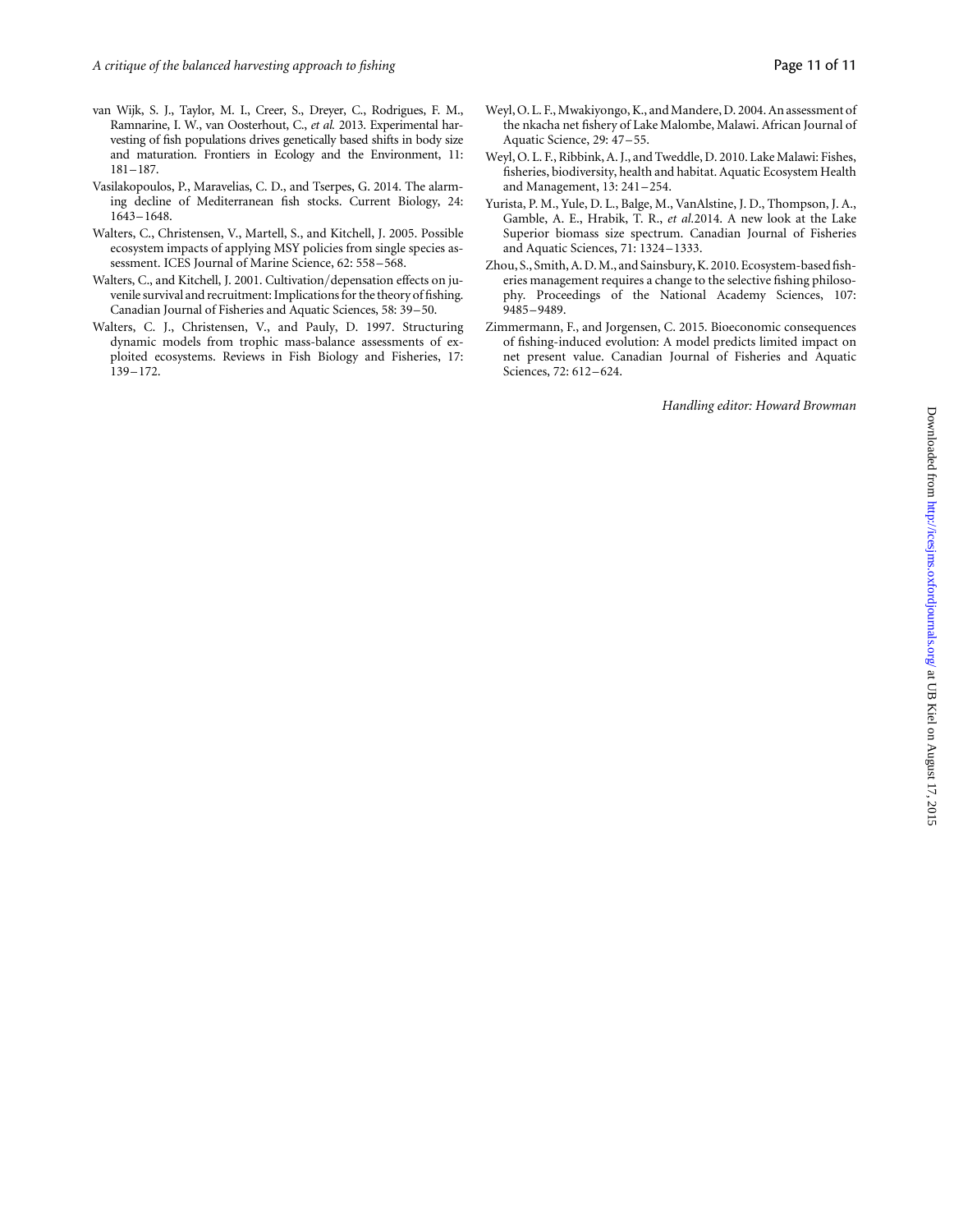van Wijk, S. J., Taylor, M. I., Creer, S., Dreyer, C., Rodrigues, F. M., Ramnarine, I. W., van Oosterhout, C., *et al.* 2013. Experimental harvesting of fish populations drives genetically based shifts in body size and maturation. Frontiers in Ecology and the Environment, 11: 181–187.

Vasilakopoulos, P., Maravelias, C. D., and Tserpes, G. 2014. The alarming decline of Mediterranean fish stocks. Current Biology, 24: 1643–1648.

Walters, C., Christensen, V., Martell, S., and Kitchell, J. 2005. Possible ecosystem impacts of applying MSY policies from single species assessment. ICES Journal of Marine Science, 62: 558–568.

Walters, C., and Kitchell, J. 2001. Cultivation/depensation effects on juvenile survival and recruitment: Implications for the theory of fishing. Canadian Journal of Fisheries and Aquatic Sciences, 58: 39–50.

Walters, C. J., Christensen, V., and Pauly, D. 1997. Structuring dynamic models from trophic mass-balance assessments of exploited ecosystems. Reviews in Fish Biology and Fisheries, 17: 139–172.

Weyl, O. L. F., Mwakiyongo, K., and Mandere, D. 2004. An assessment of the nkacha net fishery of Lake Malombe, Malawi. African Journal of Aquatic Science, 29: 47–55.

Weyl, O. L. F., Ribbink, A. J., and Tweddle, D. 2010. Lake Malawi: Fishes, fisheries, biodiversity, health and habitat. Aquatic Ecosystem Health and Management, 13: 241–254.

Yurista, P. M., Yule, D. L., Balge, M., VanAlstine, J. D., Thompson, J. A., Gamble, A. E., Hrabik, T. R., *et al.*2014. A new look at the Lake Superior biomass size spectrum. Canadian Journal of Fisheries and Aquatic Sciences, 71: 1324–1333.

Zhou, S., Smith, A. D. M., and Sainsbury, K. 2010. Ecosystem-based fisheries management requires a change to the selective fishing philosophy. Proceedings of the National Academy Sciences, 107: 9485–9489.

Zimmermann, F., and Jorgensen, C. 2015. Bioeconomic consequences of fishing-induced evolution: A model predicts limited impact on net present value. Canadian Journal of Fisheries and Aquatic Sciences, 72: 612–624.

*Handling editor: Howard Browman*